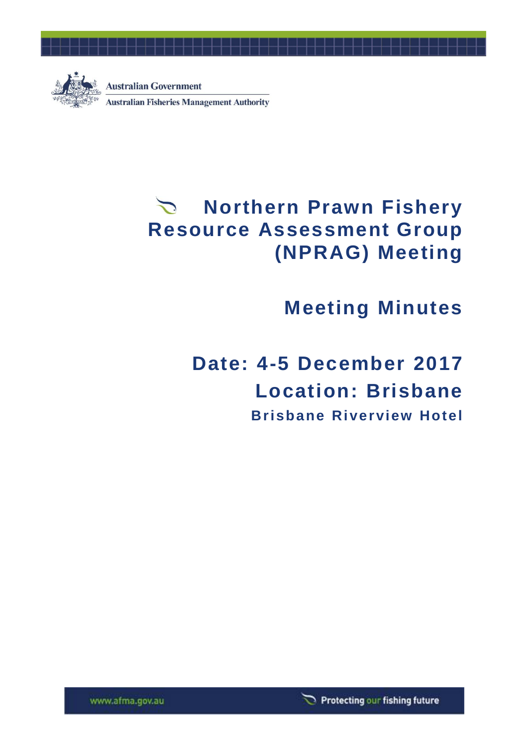Australian Government

Australian Fisheries Management Authority

# Northern Prawn Fishery Resource Assessment Group (NPRAG) Meeting

## Meeting Minutes

## Date: 4-5 December 2017

## Location: Brisbane

### Brisbane Riverview Hotel

www.afma.gov.au

Protecting our fishing future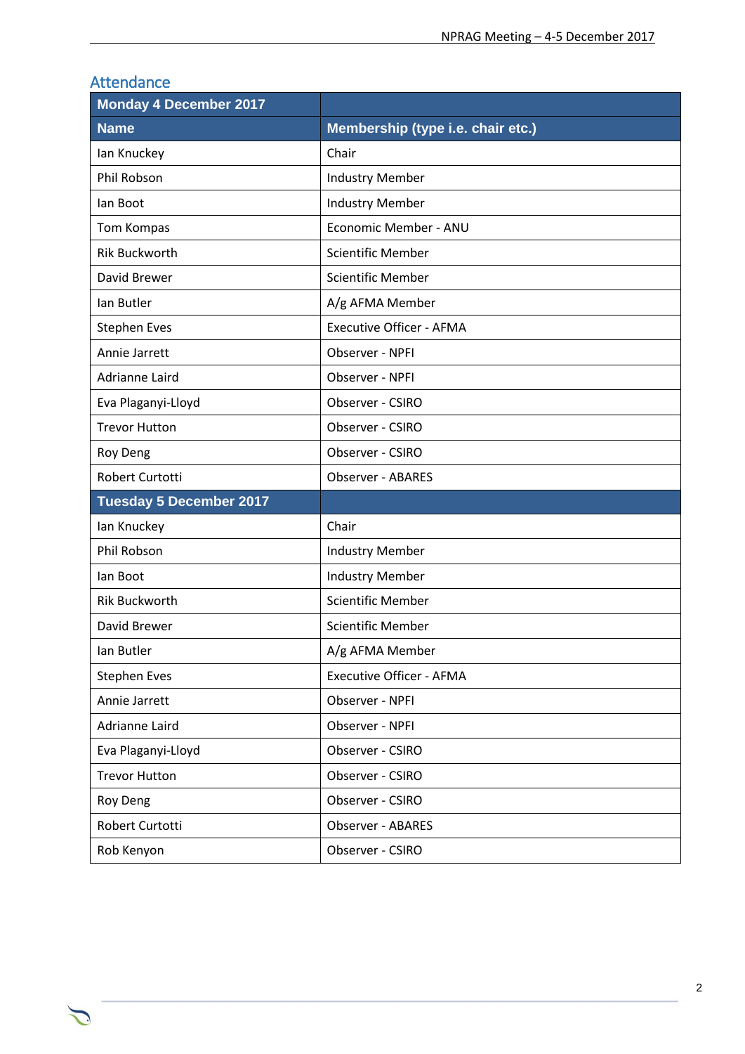## Attendance

| Monday 4 December 2017 | |
|---|---|
| **Name** | **Membership (type i.e. chair etc.)** |
| Ian Knuckey | Chair |
| Phil Robson | Industry Member |
| Ian Boot | Industry Member |
| Tom Kompas | Economic Member - ANU |
| Rik Buckworth | Scientific Member |
| David Brewer | Scientific Member |
| Ian Butler | A/g AFMA Member |
| Stephen Eves | Executive Officer - AFMA |
| Annie Jarrett | Observer - NPFI |
| Adrianne Laird | Observer - NPFI |
| Eva Plaganyi-Lloyd | Observer - CSIRO |
| Trevor Hutton | Observer - CSIRO |
| Roy Deng | Observer - CSIRO |
| Robert Curtotti | Observer - ABARES |
| **Tuesday 5 December 2017** | |
| Ian Knuckey | Chair |
| Phil Robson | Industry Member |
| Ian Boot | Industry Member |
| Rik Buckworth | Scientific Member |
| David Brewer | Scientific Member |
| Ian Butler | A/g AFMA Member |
| Stephen Eves | Executive Officer - AFMA |
| Annie Jarrett | Observer - NPFI |
| Adrianne Laird | Observer - NPFI |
| Eva Plaganyi-Lloyd | Observer - CSIRO |
| Trevor Hutton | Observer - CSIRO |
| Roy Deng | Observer - CSIRO |
| Robert Curtotti | Observer - ABARES |
| Rob Kenyon | Observer - CSIRO |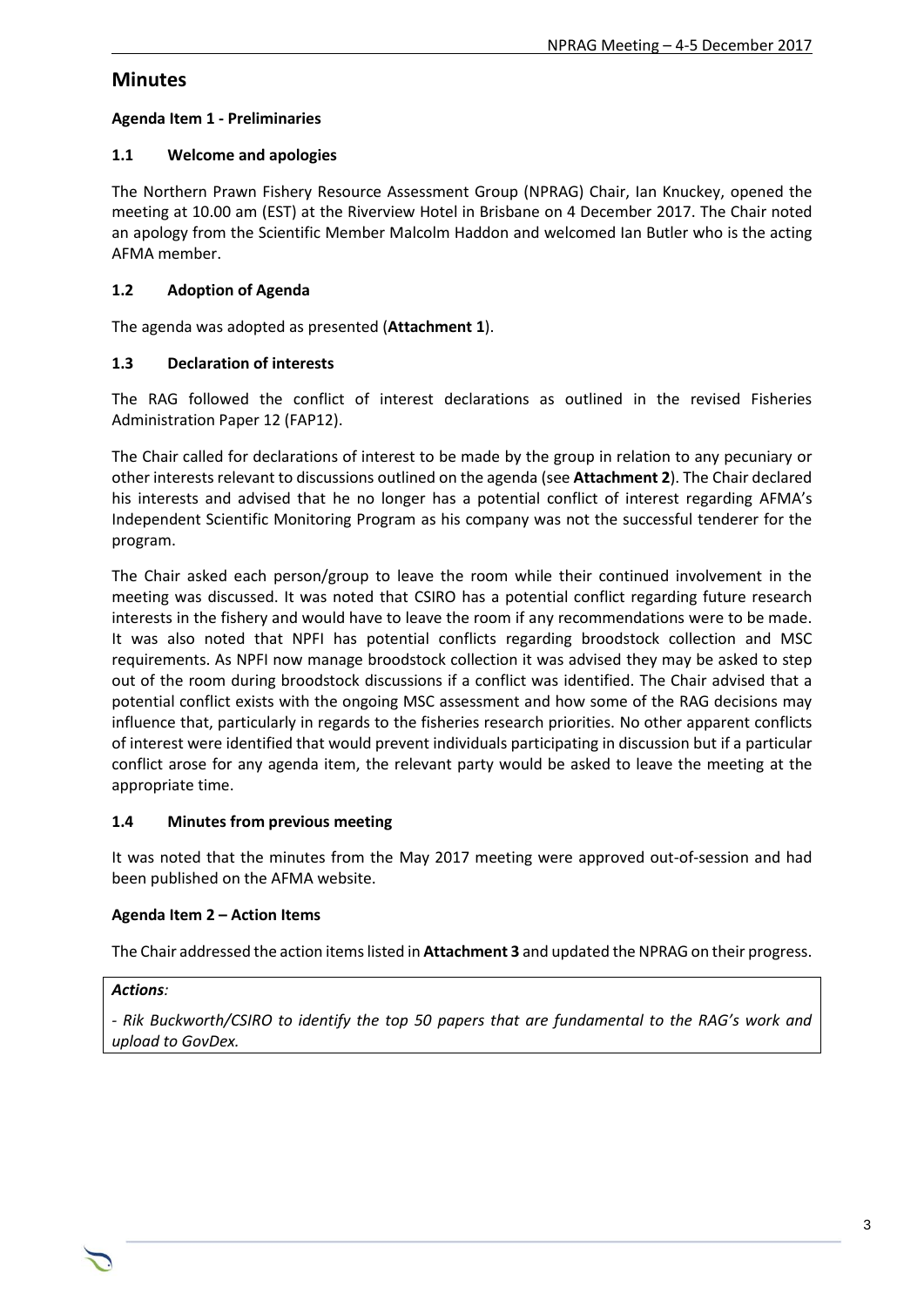# Minutes

**Agenda Item 1 - Preliminaries**

### 1.1 Welcome and apologies

The Northern Prawn Fishery Resource Assessment Group (NPRAG) Chair, Ian Knuckey, opened the meeting at 10.00 am (EST) at the Riverview Hotel in Brisbane on 4 December 2017. The Chair noted an apology from the Scientific Member Malcolm Haddon and welcomed Ian Butler who is the acting AFMA member.

### 1.2 Adoption of Agenda

The agenda was adopted as presented (**Attachment 1**).

### 1.3 Declaration of interests

The RAG followed the conflict of interest declarations as outlined in the revised Fisheries Administration Paper 12 (FAP12).

The Chair called for declarations of interest to be made by the group in relation to any pecuniary or other interests relevant to discussions outlined on the agenda (see **Attachment 2**). The Chair declared his interests and advised that he no longer has a potential conflict of interest regarding AFMA's Independent Scientific Monitoring Program as his company was not the successful tenderer for the program.

The Chair asked each person/group to leave the room while their continued involvement in the meeting was discussed. It was noted that CSIRO has a potential conflict regarding future research interests in the fishery and would have to leave the room if any recommendations were to be made. It was also noted that NPFI has potential conflicts regarding broodstock collection and MSC requirements. As NPFI now manage broodstock collection it was advised they may be asked to step out of the room during broodstock discussions if a conflict was identified. The Chair advised that a potential conflict exists with the ongoing MSC assessment and how some of the RAG decisions may influence that, particularly in regards to the fisheries research priorities. No other apparent conflicts of interest were identified that would prevent individuals participating in discussion but if a particular conflict arose for any agenda item, the relevant party would be asked to leave the meeting at the appropriate time.

### 1.4 Minutes from previous meeting

It was noted that the minutes from the May 2017 meeting were approved out-of-session and had been published on the AFMA website.

**Agenda Item 2 – Action Items**

The Chair addressed the action items listed in **Attachment 3** and updated the NPRAG on their progress.

***Actions:***

*- Rik Buckworth/CSIRO to identify the top 50 papers that are fundamental to the RAG's work and upload to GovDex.*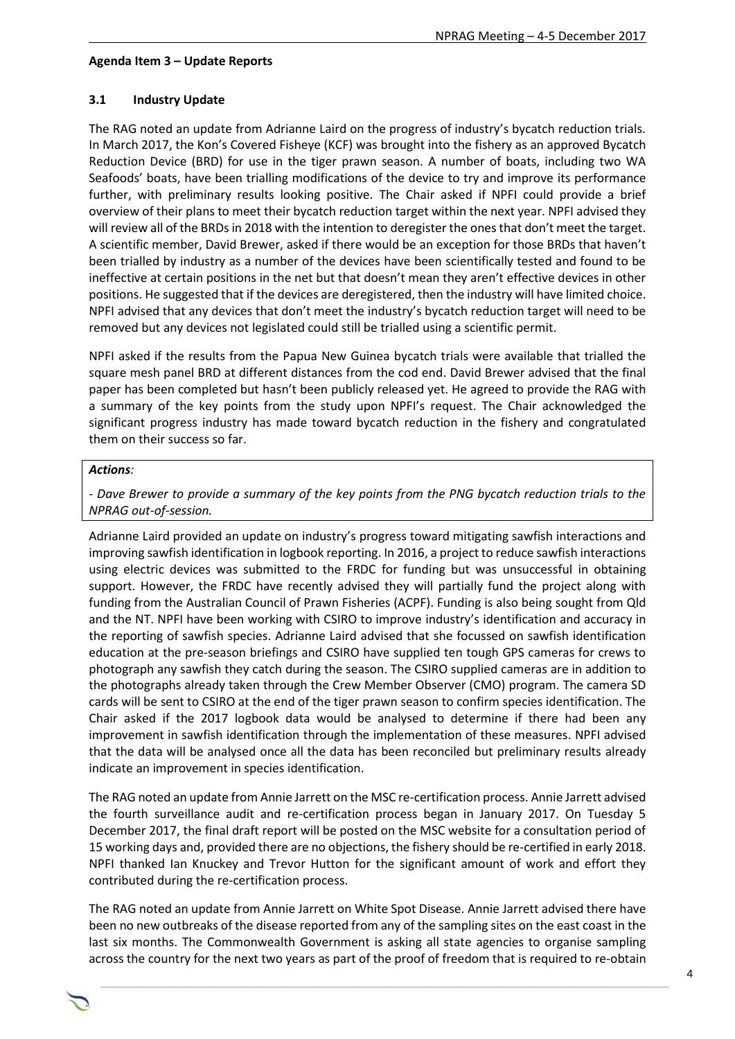**Agenda Item 3 – Update Reports**

### 3.1 Industry Update

The RAG noted an update from Adrianne Laird on the progress of industry's bycatch reduction trials. In March 2017, the Kon's Covered Fisheye (KCF) was brought into the fishery as an approved Bycatch Reduction Device (BRD) for use in the tiger prawn season. A number of boats, including two WA Seafoods' boats, have been trialling modifications of the device to try and improve its performance further, with preliminary results looking positive. The Chair asked if NPFI could provide a brief overview of their plans to meet their bycatch reduction target within the next year. NPFI advised they will review all of the BRDs in 2018 with the intention to deregister the ones that don't meet the target. A scientific member, David Brewer, asked if there would be an exception for those BRDs that haven't been trialled by industry as a number of the devices have been scientifically tested and found to be ineffective at certain positions in the net but that doesn't mean they aren't effective devices in other positions. He suggested that if the devices are deregistered, then the industry will have limited choice. NPFI advised that any devices that don't meet the industry's bycatch reduction target will need to be removed but any devices not legislated could still be trialled using a scientific permit.

NPFI asked if the results from the Papua New Guinea bycatch trials were available that trialled the square mesh panel BRD at different distances from the cod end. David Brewer advised that the final paper has been completed but hasn't been publicly released yet. He agreed to provide the RAG with a summary of the key points from the study upon NPFI's request. The Chair acknowledged the significant progress industry has made toward bycatch reduction in the fishery and congratulated them on their success so far.

***Actions:***

*- Dave Brewer to provide a summary of the key points from the PNG bycatch reduction trials to the NPRAG out-of-session.*

Adrianne Laird provided an update on industry's progress toward mitigating sawfish interactions and improving sawfish identification in logbook reporting. In 2016, a project to reduce sawfish interactions using electric devices was submitted to the FRDC for funding but was unsuccessful in obtaining support. However, the FRDC have recently advised they will partially fund the project along with funding from the Australian Council of Prawn Fisheries (ACPF). Funding is also being sought from Qld and the NT. NPFI have been working with CSIRO to improve industry's identification and accuracy in the reporting of sawfish species. Adrianne Laird advised that she focussed on sawfish identification education at the pre-season briefings and CSIRO have supplied ten tough GPS cameras for crews to photograph any sawfish they catch during the season. The CSIRO supplied cameras are in addition to the photographs already taken through the Crew Member Observer (CMO) program. The camera SD cards will be sent to CSIRO at the end of the tiger prawn season to confirm species identification. The Chair asked if the 2017 logbook data would be analysed to determine if there had been any improvement in sawfish identification through the implementation of these measures. NPFI advised that the data will be analysed once all the data has been reconciled but preliminary results already indicate an improvement in species identification.

The RAG noted an update from Annie Jarrett on the MSC re-certification process. Annie Jarrett advised the fourth surveillance audit and re-certification process began in January 2017. On Tuesday 5 December 2017, the final draft report will be posted on the MSC website for a consultation period of 15 working days and, provided there are no objections, the fishery should be re-certified in early 2018. NPFI thanked Ian Knuckey and Trevor Hutton for the significant amount of work and effort they contributed during the re-certification process.

The RAG noted an update from Annie Jarrett on White Spot Disease. Annie Jarrett advised there have been no new outbreaks of the disease reported from any of the sampling sites on the east coast in the last six months. The Commonwealth Government is asking all state agencies to organise sampling across the country for the next two years as part of the proof of freedom that is required to re-obtain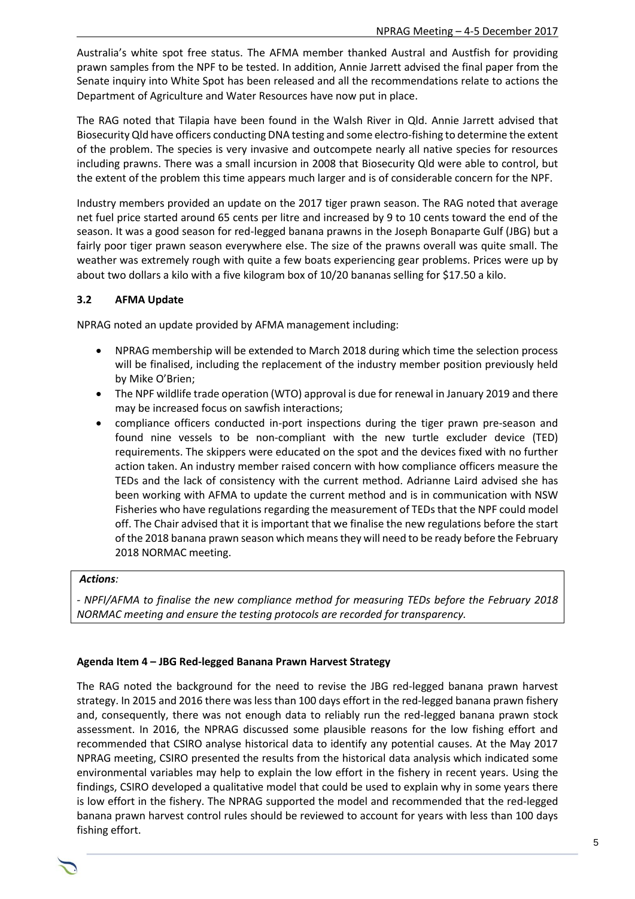Australia's white spot free status. The AFMA member thanked Austral and Austfish for providing prawn samples from the NPF to be tested. In addition, Annie Jarrett advised the final paper from the Senate inquiry into White Spot has been released and all the recommendations relate to actions the Department of Agriculture and Water Resources have now put in place.

The RAG noted that Tilapia have been found in the Walsh River in Qld. Annie Jarrett advised that Biosecurity Qld have officers conducting DNA testing and some electro-fishing to determine the extent of the problem. The species is very invasive and outcompete nearly all native species for resources including prawns. There was a small incursion in 2008 that Biosecurity Qld were able to control, but the extent of the problem this time appears much larger and is of considerable concern for the NPF.

Industry members provided an update on the 2017 tiger prawn season. The RAG noted that average net fuel price started around 65 cents per litre and increased by 9 to 10 cents toward the end of the season. It was a good season for red-legged banana prawns in the Joseph Bonaparte Gulf (JBG) but a fairly poor tiger prawn season everywhere else. The size of the prawns overall was quite small. The weather was extremely rough with quite a few boats experiencing gear problems. Prices were up by about two dollars a kilo with a five kilogram box of 10/20 bananas selling for $17.50 a kilo.

### 3.2 AFMA Update

NPRAG noted an update provided by AFMA management including:

- NPRAG membership will be extended to March 2018 during which time the selection process will be finalised, including the replacement of the industry member position previously held by Mike O'Brien;
- The NPF wildlife trade operation (WTO) approval is due for renewal in January 2019 and there may be increased focus on sawfish interactions;
- compliance officers conducted in-port inspections during the tiger prawn pre-season and found nine vessels to be non-compliant with the new turtle excluder device (TED) requirements. The skippers were educated on the spot and the devices fixed with no further action taken. An industry member raised concern with how compliance officers measure the TEDs and the lack of consistency with the current method. Adrianne Laird advised she has been working with AFMA to update the current method and is in communication with NSW Fisheries who have regulations regarding the measurement of TEDs that the NPF could model off. The Chair advised that it is important that we finalise the new regulations before the start of the 2018 banana prawn season which means they will need to be ready before the February 2018 NORMAC meeting.

> ***Actions:***
>
> *- NPFI/AFMA to finalise the new compliance method for measuring TEDs before the February 2018 NORMAC meeting and ensure the testing protocols are recorded for transparency.*

### Agenda Item 4 – JBG Red-legged Banana Prawn Harvest Strategy

The RAG noted the background for the need to revise the JBG red-legged banana prawn harvest strategy. In 2015 and 2016 there was less than 100 days effort in the red-legged banana prawn fishery and, consequently, there was not enough data to reliably run the red-legged banana prawn stock assessment. In 2016, the NPRAG discussed some plausible reasons for the low fishing effort and recommended that CSIRO analyse historical data to identify any potential causes. At the May 2017 NPRAG meeting, CSIRO presented the results from the historical data analysis which indicated some environmental variables may help to explain the low effort in the fishery in recent years. Using the findings, CSIRO developed a qualitative model that could be used to explain why in some years there is low effort in the fishery. The NPRAG supported the model and recommended that the red-legged banana prawn harvest control rules should be reviewed to account for years with less than 100 days fishing effort.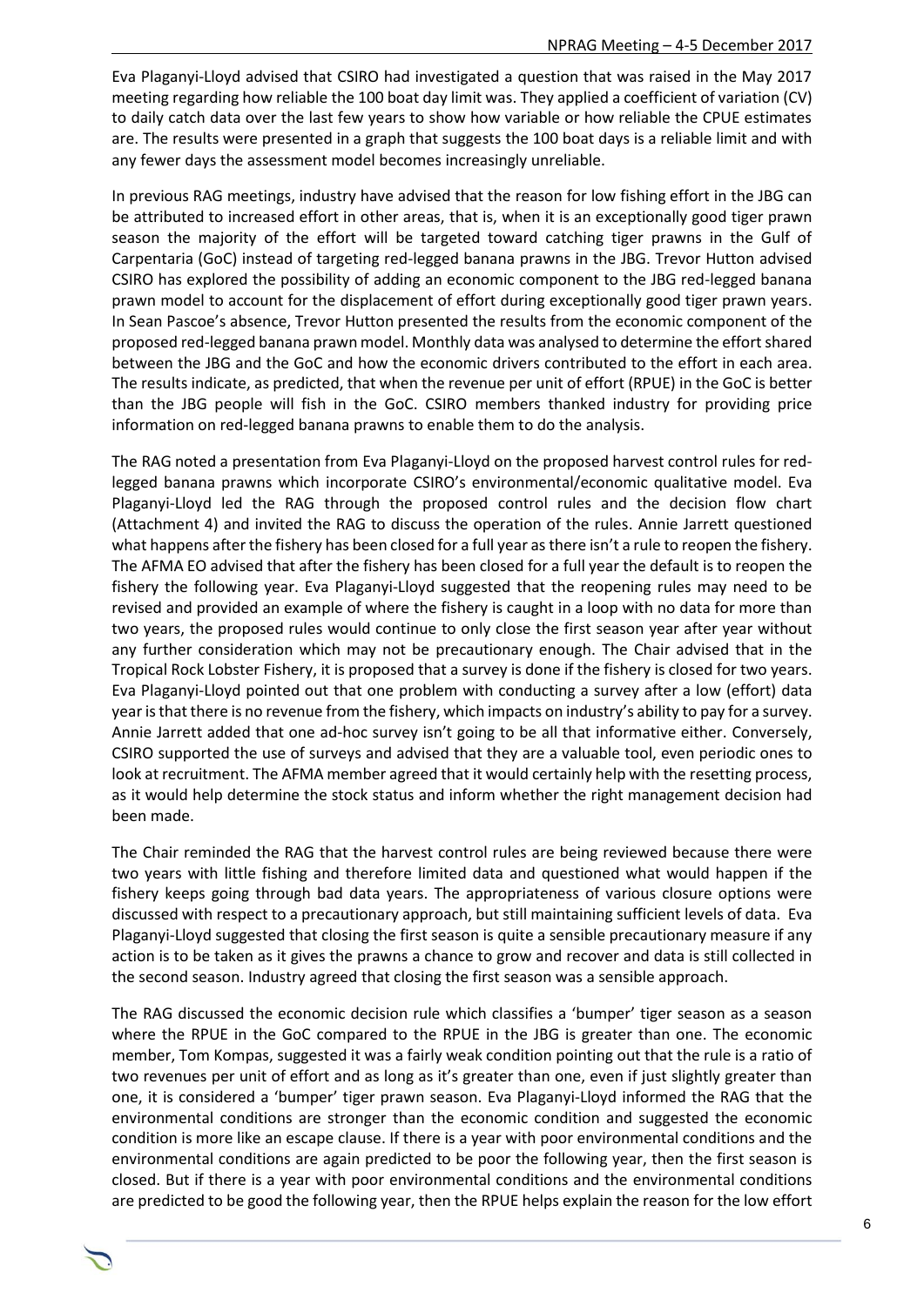Eva Plaganyi-Lloyd advised that CSIRO had investigated a question that was raised in the May 2017 meeting regarding how reliable the 100 boat day limit was. They applied a coefficient of variation (CV) to daily catch data over the last few years to show how variable or how reliable the CPUE estimates are. The results were presented in a graph that suggests the 100 boat days is a reliable limit and with any fewer days the assessment model becomes increasingly unreliable.

In previous RAG meetings, industry have advised that the reason for low fishing effort in the JBG can be attributed to increased effort in other areas, that is, when it is an exceptionally good tiger prawn season the majority of the effort will be targeted toward catching tiger prawns in the Gulf of Carpentaria (GoC) instead of targeting red-legged banana prawns in the JBG. Trevor Hutton advised CSIRO has explored the possibility of adding an economic component to the JBG red-legged banana prawn model to account for the displacement of effort during exceptionally good tiger prawn years. In Sean Pascoe's absence, Trevor Hutton presented the results from the economic component of the proposed red-legged banana prawn model. Monthly data was analysed to determine the effort shared between the JBG and the GoC and how the economic drivers contributed to the effort in each area. The results indicate, as predicted, that when the revenue per unit of effort (RPUE) in the GoC is better than the JBG people will fish in the GoC. CSIRO members thanked industry for providing price information on red-legged banana prawns to enable them to do the analysis.

The RAG noted a presentation from Eva Plaganyi-Lloyd on the proposed harvest control rules for red-legged banana prawns which incorporate CSIRO's environmental/economic qualitative model. Eva Plaganyi-Lloyd led the RAG through the proposed control rules and the decision flow chart (Attachment 4) and invited the RAG to discuss the operation of the rules. Annie Jarrett questioned what happens after the fishery has been closed for a full year as there isn't a rule to reopen the fishery. The AFMA EO advised that after the fishery has been closed for a full year the default is to reopen the fishery the following year. Eva Plaganyi-Lloyd suggested that the reopening rules may need to be revised and provided an example of where the fishery is caught in a loop with no data for more than two years, the proposed rules would continue to only close the first season year after year without any further consideration which may not be precautionary enough. The Chair advised that in the Tropical Rock Lobster Fishery, it is proposed that a survey is done if the fishery is closed for two years. Eva Plaganyi-Lloyd pointed out that one problem with conducting a survey after a low (effort) data year is that there is no revenue from the fishery, which impacts on industry's ability to pay for a survey. Annie Jarrett added that one ad-hoc survey isn't going to be all that informative either. Conversely, CSIRO supported the use of surveys and advised that they are a valuable tool, even periodic ones to look at recruitment. The AFMA member agreed that it would certainly help with the resetting process, as it would help determine the stock status and inform whether the right management decision had been made.

The Chair reminded the RAG that the harvest control rules are being reviewed because there were two years with little fishing and therefore limited data and questioned what would happen if the fishery keeps going through bad data years. The appropriateness of various closure options were discussed with respect to a precautionary approach, but still maintaining sufficient levels of data. Eva Plaganyi-Lloyd suggested that closing the first season is quite a sensible precautionary measure if any action is to be taken as it gives the prawns a chance to grow and recover and data is still collected in the second season. Industry agreed that closing the first season was a sensible approach.

The RAG discussed the economic decision rule which classifies a 'bumper' tiger season as a season where the RPUE in the GoC compared to the RPUE in the JBG is greater than one. The economic member, Tom Kompas, suggested it was a fairly weak condition pointing out that the rule is a ratio of two revenues per unit of effort and as long as it's greater than one, even if just slightly greater than one, it is considered a 'bumper' tiger prawn season. Eva Plaganyi-Lloyd informed the RAG that the environmental conditions are stronger than the economic condition and suggested the economic condition is more like an escape clause. If there is a year with poor environmental conditions and the environmental conditions are again predicted to be poor the following year, then the first season is closed. But if there is a year with poor environmental conditions and the environmental conditions are predicted to be good the following year, then the RPUE helps explain the reason for the low effort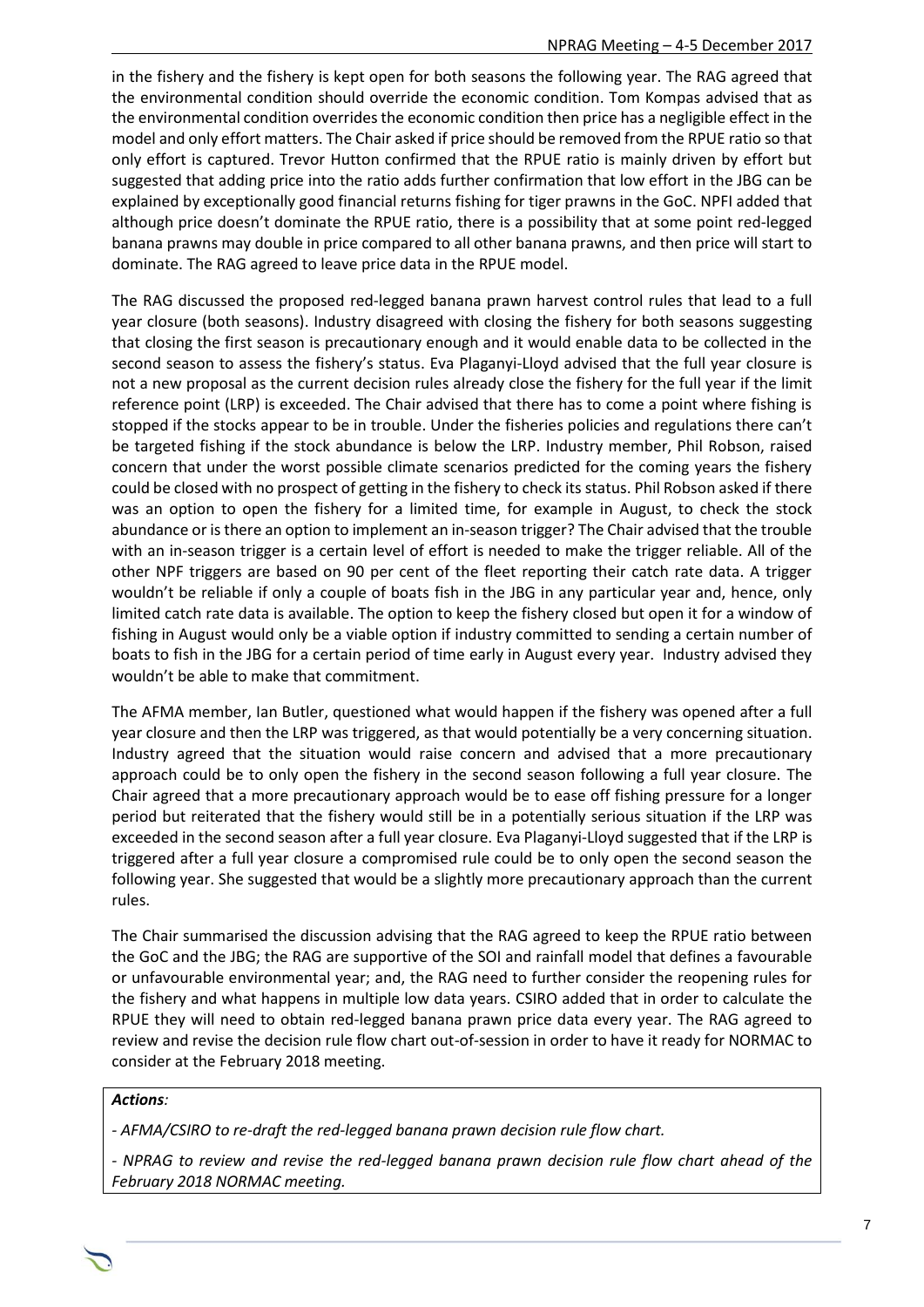in the fishery and the fishery is kept open for both seasons the following year. The RAG agreed that the environmental condition should override the economic condition. Tom Kompas advised that as the environmental condition overrides the economic condition then price has a negligible effect in the model and only effort matters. The Chair asked if price should be removed from the RPUE ratio so that only effort is captured. Trevor Hutton confirmed that the RPUE ratio is mainly driven by effort but suggested that adding price into the ratio adds further confirmation that low effort in the JBG can be explained by exceptionally good financial returns fishing for tiger prawns in the GoC. NPFI added that although price doesn't dominate the RPUE ratio, there is a possibility that at some point red-legged banana prawns may double in price compared to all other banana prawns, and then price will start to dominate. The RAG agreed to leave price data in the RPUE model.

The RAG discussed the proposed red-legged banana prawn harvest control rules that lead to a full year closure (both seasons). Industry disagreed with closing the fishery for both seasons suggesting that closing the first season is precautionary enough and it would enable data to be collected in the second season to assess the fishery's status. Eva Plaganyi-Lloyd advised that the full year closure is not a new proposal as the current decision rules already close the fishery for the full year if the limit reference point (LRP) is exceeded. The Chair advised that there has to come a point where fishing is stopped if the stocks appear to be in trouble. Under the fisheries policies and regulations there can't be targeted fishing if the stock abundance is below the LRP. Industry member, Phil Robson, raised concern that under the worst possible climate scenarios predicted for the coming years the fishery could be closed with no prospect of getting in the fishery to check its status. Phil Robson asked if there was an option to open the fishery for a limited time, for example in August, to check the stock abundance or is there an option to implement an in-season trigger? The Chair advised that the trouble with an in-season trigger is a certain level of effort is needed to make the trigger reliable. All of the other NPF triggers are based on 90 per cent of the fleet reporting their catch rate data. A trigger wouldn't be reliable if only a couple of boats fish in the JBG in any particular year and, hence, only limited catch rate data is available. The option to keep the fishery closed but open it for a window of fishing in August would only be a viable option if industry committed to sending a certain number of boats to fish in the JBG for a certain period of time early in August every year. Industry advised they wouldn't be able to make that commitment.

The AFMA member, Ian Butler, questioned what would happen if the fishery was opened after a full year closure and then the LRP was triggered, as that would potentially be a very concerning situation. Industry agreed that the situation would raise concern and advised that a more precautionary approach could be to only open the fishery in the second season following a full year closure. The Chair agreed that a more precautionary approach would be to ease off fishing pressure for a longer period but reiterated that the fishery would still be in a potentially serious situation if the LRP was exceeded in the second season after a full year closure. Eva Plaganyi-Lloyd suggested that if the LRP is triggered after a full year closure a compromised rule could be to only open the second season the following year. She suggested that would be a slightly more precautionary approach than the current rules.

The Chair summarised the discussion advising that the RAG agreed to keep the RPUE ratio between the GoC and the JBG; the RAG are supportive of the SOI and rainfall model that defines a favourable or unfavourable environmental year; and, the RAG need to further consider the reopening rules for the fishery and what happens in multiple low data years. CSIRO added that in order to calculate the RPUE they will need to obtain red-legged banana prawn price data every year. The RAG agreed to review and revise the decision rule flow chart out-of-session in order to have it ready for NORMAC to consider at the February 2018 meeting.

***Actions:***

*- AFMA/CSIRO to re-draft the red-legged banana prawn decision rule flow chart.*

*- NPRAG to review and revise the red-legged banana prawn decision rule flow chart ahead of the February 2018 NORMAC meeting.*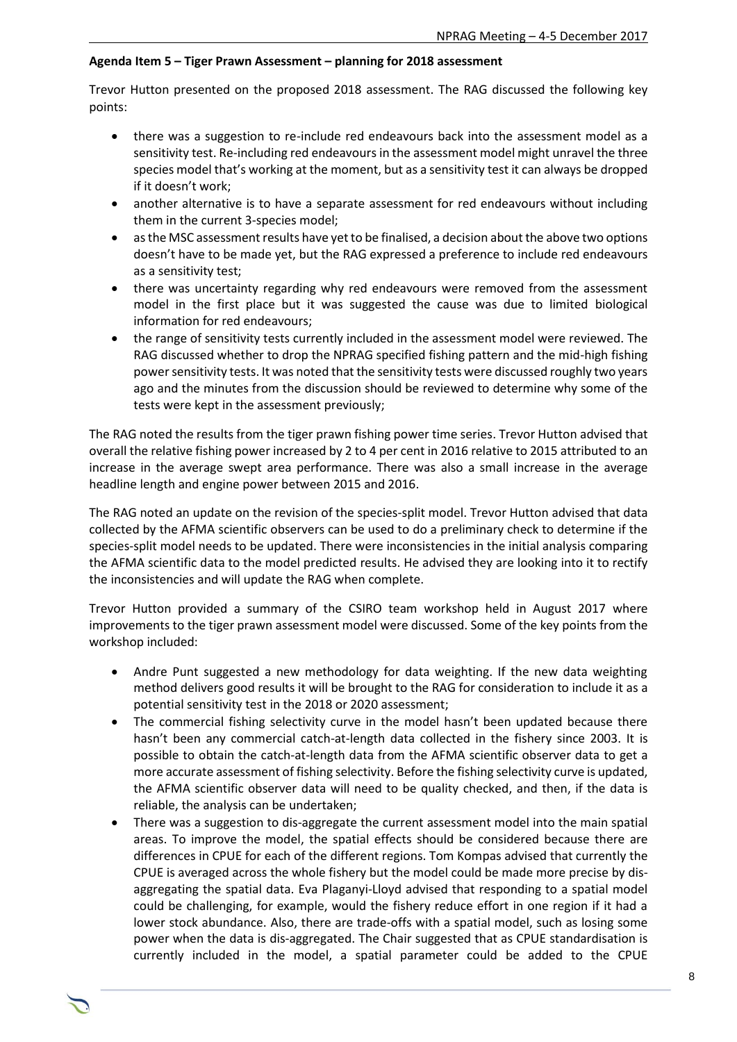**Agenda Item 5 – Tiger Prawn Assessment – planning for 2018 assessment**

Trevor Hutton presented on the proposed 2018 assessment. The RAG discussed the following key points:

- there was a suggestion to re-include red endeavours back into the assessment model as a sensitivity test. Re-including red endeavours in the assessment model might unravel the three species model that's working at the moment, but as a sensitivity test it can always be dropped if it doesn't work;
- another alternative is to have a separate assessment for red endeavours without including them in the current 3-species model;
- as the MSC assessment results have yet to be finalised, a decision about the above two options doesn't have to be made yet, but the RAG expressed a preference to include red endeavours as a sensitivity test;
- there was uncertainty regarding why red endeavours were removed from the assessment model in the first place but it was suggested the cause was due to limited biological information for red endeavours;
- the range of sensitivity tests currently included in the assessment model were reviewed. The RAG discussed whether to drop the NPRAG specified fishing pattern and the mid-high fishing power sensitivity tests. It was noted that the sensitivity tests were discussed roughly two years ago and the minutes from the discussion should be reviewed to determine why some of the tests were kept in the assessment previously;

The RAG noted the results from the tiger prawn fishing power time series. Trevor Hutton advised that overall the relative fishing power increased by 2 to 4 per cent in 2016 relative to 2015 attributed to an increase in the average swept area performance. There was also a small increase in the average headline length and engine power between 2015 and 2016.

The RAG noted an update on the revision of the species-split model. Trevor Hutton advised that data collected by the AFMA scientific observers can be used to do a preliminary check to determine if the species-split model needs to be updated. There were inconsistencies in the initial analysis comparing the AFMA scientific data to the model predicted results. He advised they are looking into it to rectify the inconsistencies and will update the RAG when complete.

Trevor Hutton provided a summary of the CSIRO team workshop held in August 2017 where improvements to the tiger prawn assessment model were discussed. Some of the key points from the workshop included:

- Andre Punt suggested a new methodology for data weighting. If the new data weighting method delivers good results it will be brought to the RAG for consideration to include it as a potential sensitivity test in the 2018 or 2020 assessment;
- The commercial fishing selectivity curve in the model hasn't been updated because there hasn't been any commercial catch-at-length data collected in the fishery since 2003. It is possible to obtain the catch-at-length data from the AFMA scientific observer data to get a more accurate assessment of fishing selectivity. Before the fishing selectivity curve is updated, the AFMA scientific observer data will need to be quality checked, and then, if the data is reliable, the analysis can be undertaken;
- There was a suggestion to dis-aggregate the current assessment model into the main spatial areas. To improve the model, the spatial effects should be considered because there are differences in CPUE for each of the different regions. Tom Kompas advised that currently the CPUE is averaged across the whole fishery but the model could be made more precise by dis-aggregating the spatial data. Eva Plaganyi-Lloyd advised that responding to a spatial model could be challenging, for example, would the fishery reduce effort in one region if it had a lower stock abundance. Also, there are trade-offs with a spatial model, such as losing some power when the data is dis-aggregated. The Chair suggested that as CPUE standardisation is currently included in the model, a spatial parameter could be added to the CPUE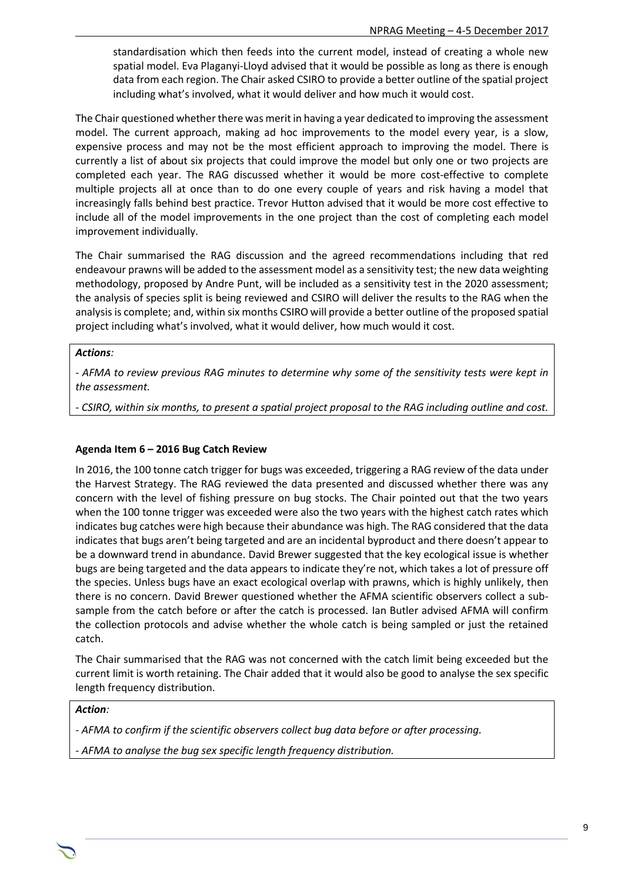standardisation which then feeds into the current model, instead of creating a whole new spatial model. Eva Plaganyi-Lloyd advised that it would be possible as long as there is enough data from each region. The Chair asked CSIRO to provide a better outline of the spatial project including what's involved, what it would deliver and how much it would cost.

The Chair questioned whether there was merit in having a year dedicated to improving the assessment model. The current approach, making ad hoc improvements to the model every year, is a slow, expensive process and may not be the most efficient approach to improving the model. There is currently a list of about six projects that could improve the model but only one or two projects are completed each year. The RAG discussed whether it would be more cost-effective to complete multiple projects all at once than to do one every couple of years and risk having a model that increasingly falls behind best practice. Trevor Hutton advised that it would be more cost effective to include all of the model improvements in the one project than the cost of completing each model improvement individually.

The Chair summarised the RAG discussion and the agreed recommendations including that red endeavour prawns will be added to the assessment model as a sensitivity test; the new data weighting methodology, proposed by Andre Punt, will be included as a sensitivity test in the 2020 assessment; the analysis of species split is being reviewed and CSIRO will deliver the results to the RAG when the analysis is complete; and, within six months CSIRO will provide a better outline of the proposed spatial project including what's involved, what it would deliver, how much it would cost.

***Actions:***

*- AFMA to review previous RAG minutes to determine why some of the sensitivity tests were kept in the assessment.*

*- CSIRO, within six months, to present a spatial project proposal to the RAG including outline and cost.*

**Agenda Item 6 – 2016 Bug Catch Review**

In 2016, the 100 tonne catch trigger for bugs was exceeded, triggering a RAG review of the data under the Harvest Strategy. The RAG reviewed the data presented and discussed whether there was any concern with the level of fishing pressure on bug stocks. The Chair pointed out that the two years when the 100 tonne trigger was exceeded were also the two years with the highest catch rates which indicates bug catches were high because their abundance was high. The RAG considered that the data indicates that bugs aren't being targeted and are an incidental byproduct and there doesn't appear to be a downward trend in abundance. David Brewer suggested that the key ecological issue is whether bugs are being targeted and the data appears to indicate they're not, which takes a lot of pressure off the species. Unless bugs have an exact ecological overlap with prawns, which is highly unlikely, then there is no concern. David Brewer questioned whether the AFMA scientific observers collect a sub-sample from the catch before or after the catch is processed. Ian Butler advised AFMA will confirm the collection protocols and advise whether the whole catch is being sampled or just the retained catch.

The Chair summarised that the RAG was not concerned with the catch limit being exceeded but the current limit is worth retaining. The Chair added that it would also be good to analyse the sex specific length frequency distribution.

***Action:***

*- AFMA to confirm if the scientific observers collect bug data before or after processing.*

*- AFMA to analyse the bug sex specific length frequency distribution.*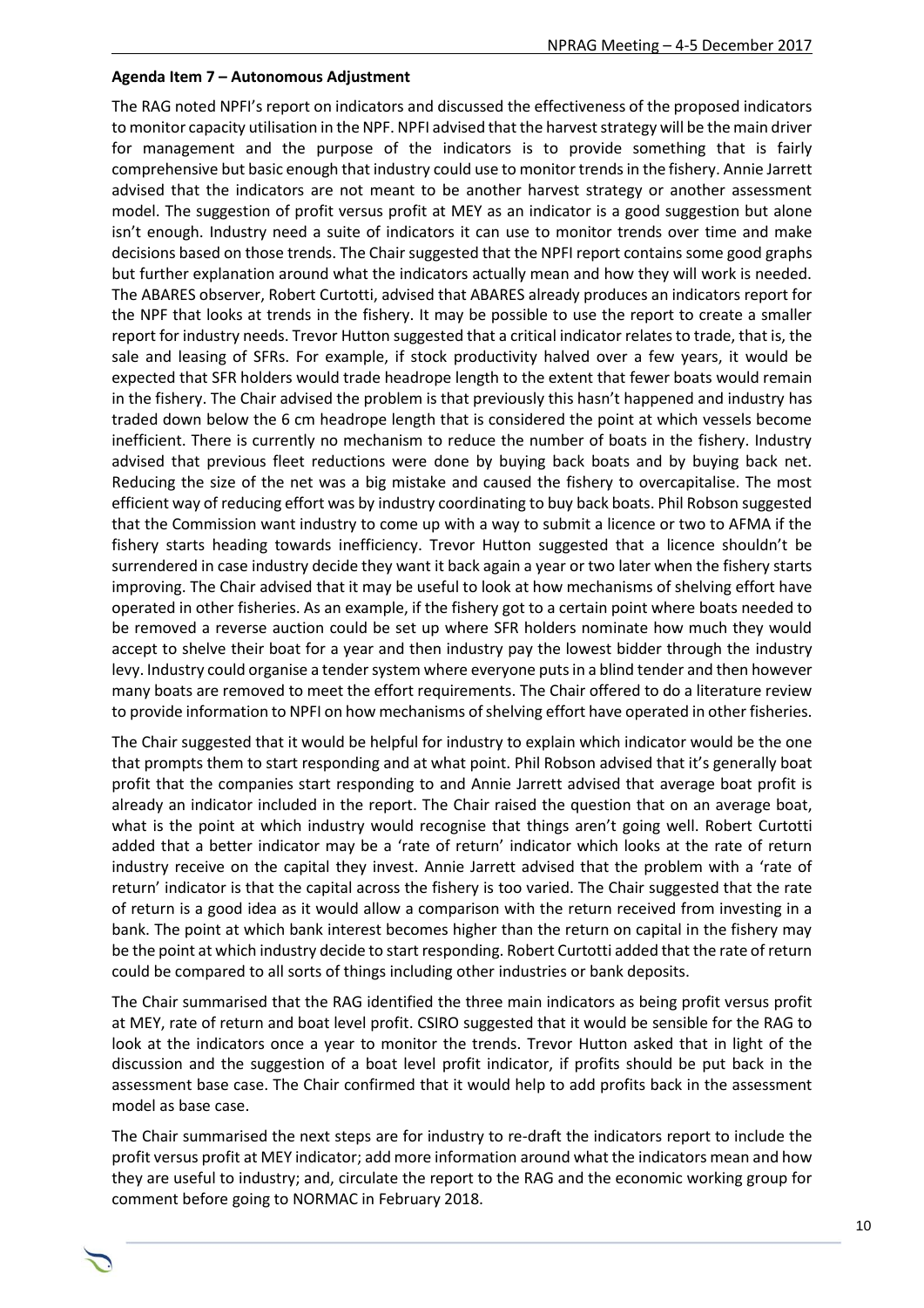**Agenda Item 7 – Autonomous Adjustment**

The RAG noted NPFI's report on indicators and discussed the effectiveness of the proposed indicators to monitor capacity utilisation in the NPF. NPFI advised that the harvest strategy will be the main driver for management and the purpose of the indicators is to provide something that is fairly comprehensive but basic enough that industry could use to monitor trends in the fishery. Annie Jarrett advised that the indicators are not meant to be another harvest strategy or another assessment model. The suggestion of profit versus profit at MEY as an indicator is a good suggestion but alone isn't enough. Industry need a suite of indicators it can use to monitor trends over time and make decisions based on those trends. The Chair suggested that the NPFI report contains some good graphs but further explanation around what the indicators actually mean and how they will work is needed. The ABARES observer, Robert Curtotti, advised that ABARES already produces an indicators report for the NPF that looks at trends in the fishery. It may be possible to use the report to create a smaller report for industry needs. Trevor Hutton suggested that a critical indicator relates to trade, that is, the sale and leasing of SFRs. For example, if stock productivity halved over a few years, it would be expected that SFR holders would trade headrope length to the extent that fewer boats would remain in the fishery. The Chair advised the problem is that previously this hasn't happened and industry has traded down below the 6 cm headrope length that is considered the point at which vessels become inefficient. There is currently no mechanism to reduce the number of boats in the fishery. Industry advised that previous fleet reductions were done by buying back boats and by buying back net. Reducing the size of the net was a big mistake and caused the fishery to overcapitalise. The most efficient way of reducing effort was by industry coordinating to buy back boats. Phil Robson suggested that the Commission want industry to come up with a way to submit a licence or two to AFMA if the fishery starts heading towards inefficiency. Trevor Hutton suggested that a licence shouldn't be surrendered in case industry decide they want it back again a year or two later when the fishery starts improving. The Chair advised that it may be useful to look at how mechanisms of shelving effort have operated in other fisheries. As an example, if the fishery got to a certain point where boats needed to be removed a reverse auction could be set up where SFR holders nominate how much they would accept to shelve their boat for a year and then industry pay the lowest bidder through the industry levy. Industry could organise a tender system where everyone puts in a blind tender and then however many boats are removed to meet the effort requirements. The Chair offered to do a literature review to provide information to NPFI on how mechanisms of shelving effort have operated in other fisheries.

The Chair suggested that it would be helpful for industry to explain which indicator would be the one that prompts them to start responding and at what point. Phil Robson advised that it's generally boat profit that the companies start responding to and Annie Jarrett advised that average boat profit is already an indicator included in the report. The Chair raised the question that on an average boat, what is the point at which industry would recognise that things aren't going well. Robert Curtotti added that a better indicator may be a 'rate of return' indicator which looks at the rate of return industry receive on the capital they invest. Annie Jarrett advised that the problem with a 'rate of return' indicator is that the capital across the fishery is too varied. The Chair suggested that the rate of return is a good idea as it would allow a comparison with the return received from investing in a bank. The point at which bank interest becomes higher than the return on capital in the fishery may be the point at which industry decide to start responding. Robert Curtotti added that the rate of return could be compared to all sorts of things including other industries or bank deposits.

The Chair summarised that the RAG identified the three main indicators as being profit versus profit at MEY, rate of return and boat level profit. CSIRO suggested that it would be sensible for the RAG to look at the indicators once a year to monitor the trends. Trevor Hutton asked that in light of the discussion and the suggestion of a boat level profit indicator, if profits should be put back in the assessment base case. The Chair confirmed that it would help to add profits back in the assessment model as base case.

The Chair summarised the next steps are for industry to re-draft the indicators report to include the profit versus profit at MEY indicator; add more information around what the indicators mean and how they are useful to industry; and, circulate the report to the RAG and the economic working group for comment before going to NORMAC in February 2018.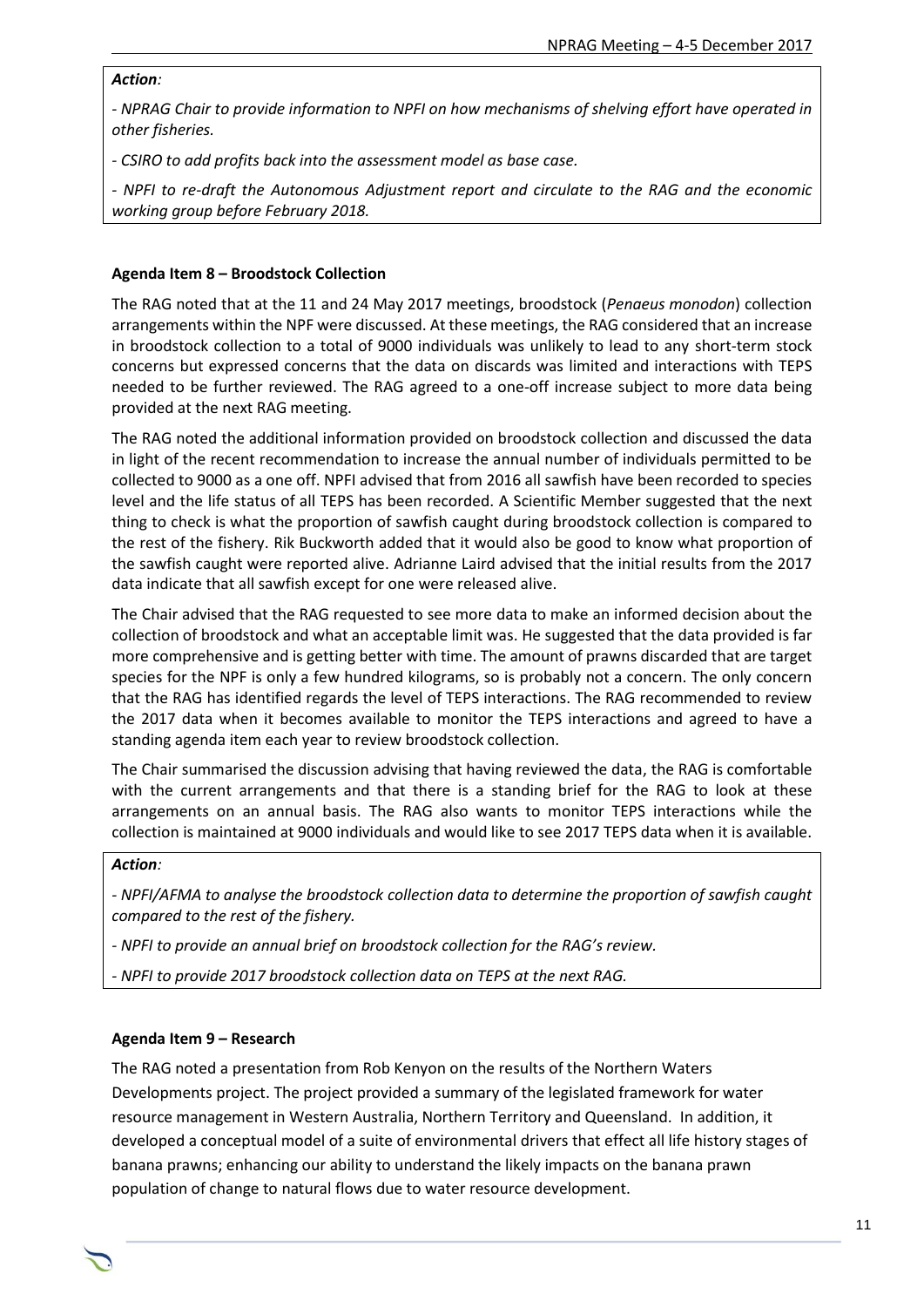*Action:*

*- NPRAG Chair to provide information to NPFI on how mechanisms of shelving effort have operated in other fisheries.*

*- CSIRO to add profits back into the assessment model as base case.*

*- NPFI to re-draft the Autonomous Adjustment report and circulate to the RAG and the economic working group before February 2018.*

**Agenda Item 8 – Broodstock Collection**

The RAG noted that at the 11 and 24 May 2017 meetings, broodstock (*Penaeus monodon*) collection arrangements within the NPF were discussed. At these meetings, the RAG considered that an increase in broodstock collection to a total of 9000 individuals was unlikely to lead to any short-term stock concerns but expressed concerns that the data on discards was limited and interactions with TEPS needed to be further reviewed. The RAG agreed to a one-off increase subject to more data being provided at the next RAG meeting.

The RAG noted the additional information provided on broodstock collection and discussed the data in light of the recent recommendation to increase the annual number of individuals permitted to be collected to 9000 as a one off. NPFI advised that from 2016 all sawfish have been recorded to species level and the life status of all TEPS has been recorded. A Scientific Member suggested that the next thing to check is what the proportion of sawfish caught during broodstock collection is compared to the rest of the fishery. Rik Buckworth added that it would also be good to know what proportion of the sawfish caught were reported alive. Adrianne Laird advised that the initial results from the 2017 data indicate that all sawfish except for one were released alive.

The Chair advised that the RAG requested to see more data to make an informed decision about the collection of broodstock and what an acceptable limit was. He suggested that the data provided is far more comprehensive and is getting better with time. The amount of prawns discarded that are target species for the NPF is only a few hundred kilograms, so is probably not a concern. The only concern that the RAG has identified regards the level of TEPS interactions. The RAG recommended to review the 2017 data when it becomes available to monitor the TEPS interactions and agreed to have a standing agenda item each year to review broodstock collection.

The Chair summarised the discussion advising that having reviewed the data, the RAG is comfortable with the current arrangements and that there is a standing brief for the RAG to look at these arrangements on an annual basis. The RAG also wants to monitor TEPS interactions while the collection is maintained at 9000 individuals and would like to see 2017 TEPS data when it is available.

*Action:*

*- NPFI/AFMA to analyse the broodstock collection data to determine the proportion of sawfish caught compared to the rest of the fishery.*

*- NPFI to provide an annual brief on broodstock collection for the RAG's review.*

*- NPFI to provide 2017 broodstock collection data on TEPS at the next RAG.*

**Agenda Item 9 – Research**

The RAG noted a presentation from Rob Kenyon on the results of the Northern Waters Developments project. The project provided a summary of the legislated framework for water resource management in Western Australia, Northern Territory and Queensland. In addition, it developed a conceptual model of a suite of environmental drivers that effect all life history stages of banana prawns; enhancing our ability to understand the likely impacts on the banana prawn population of change to natural flows due to water resource development.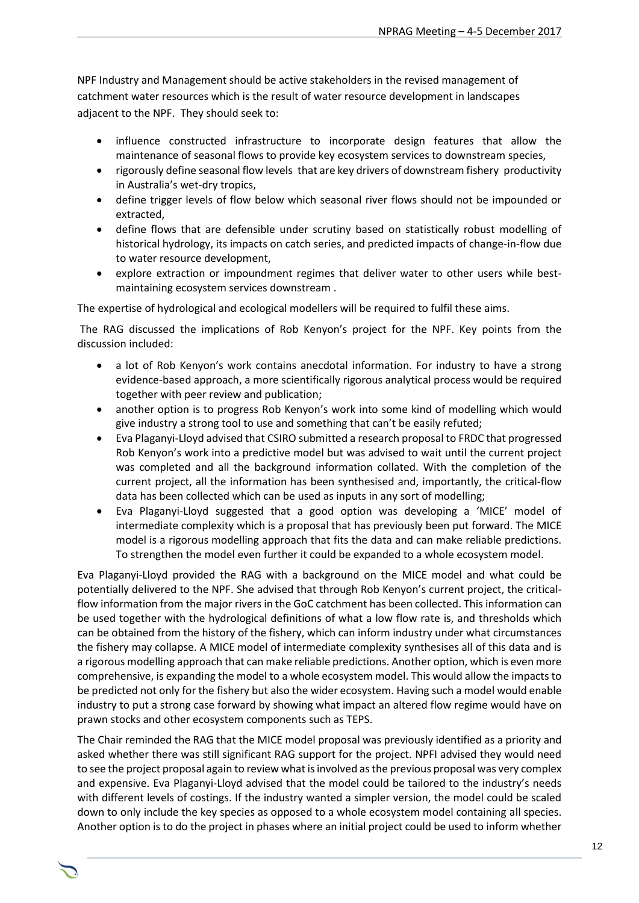NPF Industry and Management should be active stakeholders in the revised management of catchment water resources which is the result of water resource development in landscapes adjacent to the NPF. They should seek to:

- influence constructed infrastructure to incorporate design features that allow the maintenance of seasonal flows to provide key ecosystem services to downstream species,
- rigorously define seasonal flow levels that are key drivers of downstream fishery productivity in Australia's wet-dry tropics,
- define trigger levels of flow below which seasonal river flows should not be impounded or extracted,
- define flows that are defensible under scrutiny based on statistically robust modelling of historical hydrology, its impacts on catch series, and predicted impacts of change-in-flow due to water resource development,
- explore extraction or impoundment regimes that deliver water to other users while best-maintaining ecosystem services downstream .

The expertise of hydrological and ecological modellers will be required to fulfil these aims.

The RAG discussed the implications of Rob Kenyon's project for the NPF. Key points from the discussion included:

- a lot of Rob Kenyon's work contains anecdotal information. For industry to have a strong evidence-based approach, a more scientifically rigorous analytical process would be required together with peer review and publication;
- another option is to progress Rob Kenyon's work into some kind of modelling which would give industry a strong tool to use and something that can't be easily refuted;
- Eva Plaganyi-Lloyd advised that CSIRO submitted a research proposal to FRDC that progressed Rob Kenyon's work into a predictive model but was advised to wait until the current project was completed and all the background information collated. With the completion of the current project, all the information has been synthesised and, importantly, the critical-flow data has been collected which can be used as inputs in any sort of modelling;
- Eva Plaganyi-Lloyd suggested that a good option was developing a 'MICE' model of intermediate complexity which is a proposal that has previously been put forward. The MICE model is a rigorous modelling approach that fits the data and can make reliable predictions. To strengthen the model even further it could be expanded to a whole ecosystem model.

Eva Plaganyi-Lloyd provided the RAG with a background on the MICE model and what could be potentially delivered to the NPF. She advised that through Rob Kenyon's current project, the critical-flow information from the major rivers in the GoC catchment has been collected. This information can be used together with the hydrological definitions of what a low flow rate is, and thresholds which can be obtained from the history of the fishery, which can inform industry under what circumstances the fishery may collapse. A MICE model of intermediate complexity synthesises all of this data and is a rigorous modelling approach that can make reliable predictions. Another option, which is even more comprehensive, is expanding the model to a whole ecosystem model. This would allow the impacts to be predicted not only for the fishery but also the wider ecosystem. Having such a model would enable industry to put a strong case forward by showing what impact an altered flow regime would have on prawn stocks and other ecosystem components such as TEPS.

The Chair reminded the RAG that the MICE model proposal was previously identified as a priority and asked whether there was still significant RAG support for the project. NPFI advised they would need to see the project proposal again to review what is involved as the previous proposal was very complex and expensive. Eva Plaganyi-Lloyd advised that the model could be tailored to the industry's needs with different levels of costings. If the industry wanted a simpler version, the model could be scaled down to only include the key species as opposed to a whole ecosystem model containing all species. Another option is to do the project in phases where an initial project could be used to inform whether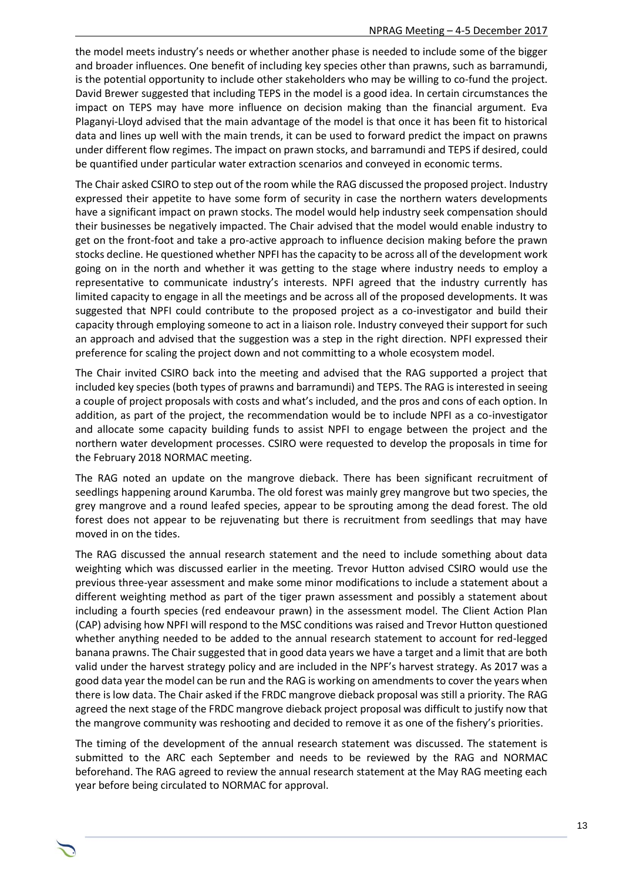the model meets industry's needs or whether another phase is needed to include some of the bigger and broader influences. One benefit of including key species other than prawns, such as barramundi, is the potential opportunity to include other stakeholders who may be willing to co-fund the project. David Brewer suggested that including TEPS in the model is a good idea. In certain circumstances the impact on TEPS may have more influence on decision making than the financial argument. Eva Plaganyi-Lloyd advised that the main advantage of the model is that once it has been fit to historical data and lines up well with the main trends, it can be used to forward predict the impact on prawns under different flow regimes. The impact on prawn stocks, and barramundi and TEPS if desired, could be quantified under particular water extraction scenarios and conveyed in economic terms.

The Chair asked CSIRO to step out of the room while the RAG discussed the proposed project. Industry expressed their appetite to have some form of security in case the northern waters developments have a significant impact on prawn stocks. The model would help industry seek compensation should their businesses be negatively impacted. The Chair advised that the model would enable industry to get on the front-foot and take a pro-active approach to influence decision making before the prawn stocks decline. He questioned whether NPFI has the capacity to be across all of the development work going on in the north and whether it was getting to the stage where industry needs to employ a representative to communicate industry's interests. NPFI agreed that the industry currently has limited capacity to engage in all the meetings and be across all of the proposed developments. It was suggested that NPFI could contribute to the proposed project as a co-investigator and build their capacity through employing someone to act in a liaison role. Industry conveyed their support for such an approach and advised that the suggestion was a step in the right direction. NPFI expressed their preference for scaling the project down and not committing to a whole ecosystem model.

The Chair invited CSIRO back into the meeting and advised that the RAG supported a project that included key species (both types of prawns and barramundi) and TEPS. The RAG is interested in seeing a couple of project proposals with costs and what's included, and the pros and cons of each option. In addition, as part of the project, the recommendation would be to include NPFI as a co-investigator and allocate some capacity building funds to assist NPFI to engage between the project and the northern water development processes. CSIRO were requested to develop the proposals in time for the February 2018 NORMAC meeting.

The RAG noted an update on the mangrove dieback. There has been significant recruitment of seedlings happening around Karumba. The old forest was mainly grey mangrove but two species, the grey mangrove and a round leafed species, appear to be sprouting among the dead forest. The old forest does not appear to be rejuvenating but there is recruitment from seedlings that may have moved in on the tides.

The RAG discussed the annual research statement and the need to include something about data weighting which was discussed earlier in the meeting. Trevor Hutton advised CSIRO would use the previous three-year assessment and make some minor modifications to include a statement about a different weighting method as part of the tiger prawn assessment and possibly a statement about including a fourth species (red endeavour prawn) in the assessment model. The Client Action Plan (CAP) advising how NPFI will respond to the MSC conditions was raised and Trevor Hutton questioned whether anything needed to be added to the annual research statement to account for red-legged banana prawns. The Chair suggested that in good data years we have a target and a limit that are both valid under the harvest strategy policy and are included in the NPF's harvest strategy. As 2017 was a good data year the model can be run and the RAG is working on amendments to cover the years when there is low data. The Chair asked if the FRDC mangrove dieback proposal was still a priority. The RAG agreed the next stage of the FRDC mangrove dieback project proposal was difficult to justify now that the mangrove community was reshooting and decided to remove it as one of the fishery's priorities.

The timing of the development of the annual research statement was discussed. The statement is submitted to the ARC each September and needs to be reviewed by the RAG and NORMAC beforehand. The RAG agreed to review the annual research statement at the May RAG meeting each year before being circulated to NORMAC for approval.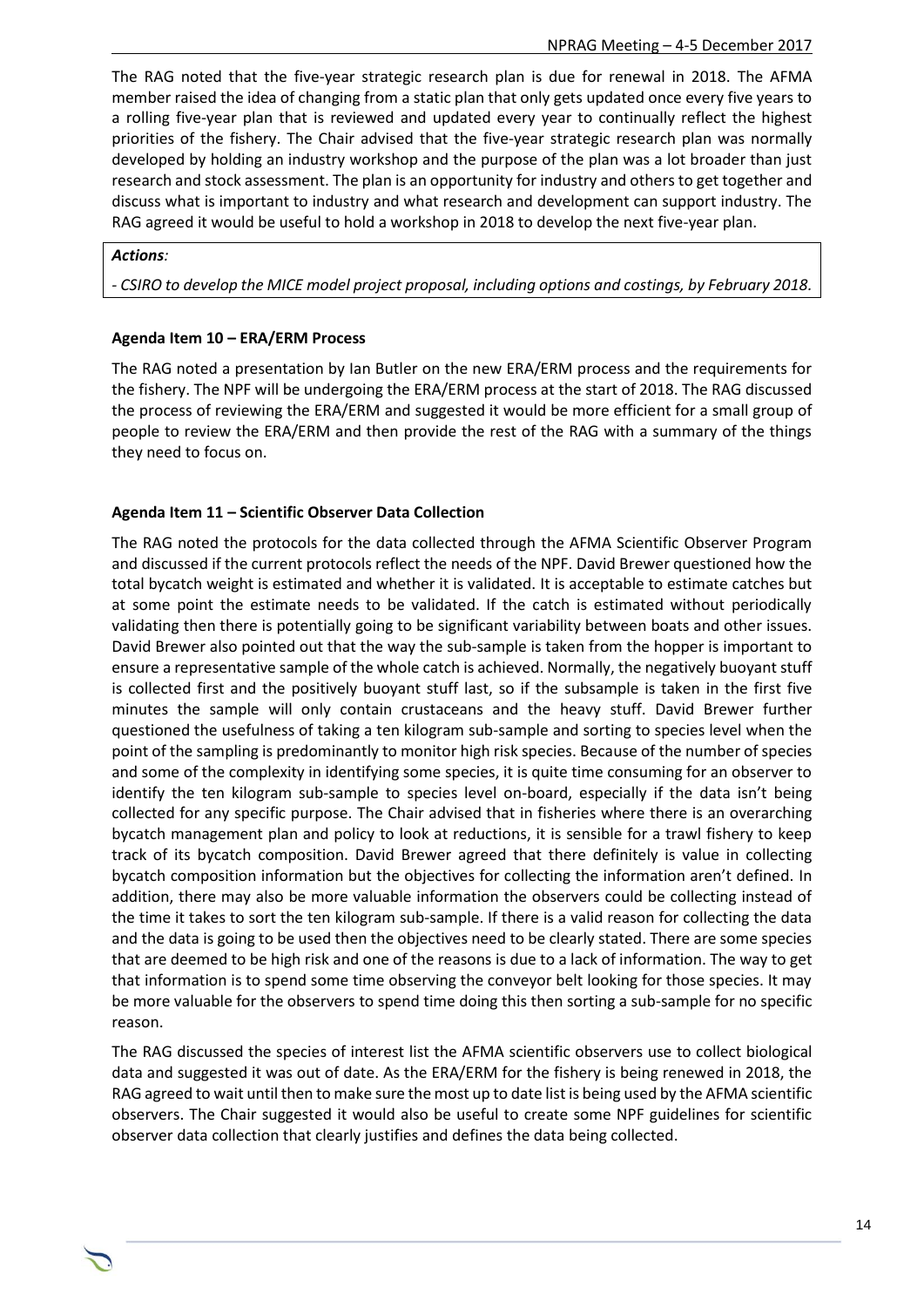The RAG noted that the five-year strategic research plan is due for renewal in 2018. The AFMA member raised the idea of changing from a static plan that only gets updated once every five years to a rolling five-year plan that is reviewed and updated every year to continually reflect the highest priorities of the fishery. The Chair advised that the five-year strategic research plan was normally developed by holding an industry workshop and the purpose of the plan was a lot broader than just research and stock assessment. The plan is an opportunity for industry and others to get together and discuss what is important to industry and what research and development can support industry. The RAG agreed it would be useful to hold a workshop in 2018 to develop the next five-year plan.

***Actions**:*

*- CSIRO to develop the MICE model project proposal, including options and costings, by February 2018.*

**Agenda Item 10 – ERA/ERM Process**

The RAG noted a presentation by Ian Butler on the new ERA/ERM process and the requirements for the fishery. The NPF will be undergoing the ERA/ERM process at the start of 2018. The RAG discussed the process of reviewing the ERA/ERM and suggested it would be more efficient for a small group of people to review the ERA/ERM and then provide the rest of the RAG with a summary of the things they need to focus on.

**Agenda Item 11 – Scientific Observer Data Collection**

The RAG noted the protocols for the data collected through the AFMA Scientific Observer Program and discussed if the current protocols reflect the needs of the NPF. David Brewer questioned how the total bycatch weight is estimated and whether it is validated. It is acceptable to estimate catches but at some point the estimate needs to be validated. If the catch is estimated without periodically validating then there is potentially going to be significant variability between boats and other issues. David Brewer also pointed out that the way the sub-sample is taken from the hopper is important to ensure a representative sample of the whole catch is achieved. Normally, the negatively buoyant stuff is collected first and the positively buoyant stuff last, so if the subsample is taken in the first five minutes the sample will only contain crustaceans and the heavy stuff. David Brewer further questioned the usefulness of taking a ten kilogram sub-sample and sorting to species level when the point of the sampling is predominantly to monitor high risk species. Because of the number of species and some of the complexity in identifying some species, it is quite time consuming for an observer to identify the ten kilogram sub-sample to species level on-board, especially if the data isn't being collected for any specific purpose. The Chair advised that in fisheries where there is an overarching bycatch management plan and policy to look at reductions, it is sensible for a trawl fishery to keep track of its bycatch composition. David Brewer agreed that there definitely is value in collecting bycatch composition information but the objectives for collecting the information aren't defined. In addition, there may also be more valuable information the observers could be collecting instead of the time it takes to sort the ten kilogram sub-sample. If there is a valid reason for collecting the data and the data is going to be used then the objectives need to be clearly stated. There are some species that are deemed to be high risk and one of the reasons is due to a lack of information. The way to get that information is to spend some time observing the conveyor belt looking for those species. It may be more valuable for the observers to spend time doing this then sorting a sub-sample for no specific reason.

The RAG discussed the species of interest list the AFMA scientific observers use to collect biological data and suggested it was out of date. As the ERA/ERM for the fishery is being renewed in 2018, the RAG agreed to wait until then to make sure the most up to date list is being used by the AFMA scientific observers. The Chair suggested it would also be useful to create some NPF guidelines for scientific observer data collection that clearly justifies and defines the data being collected.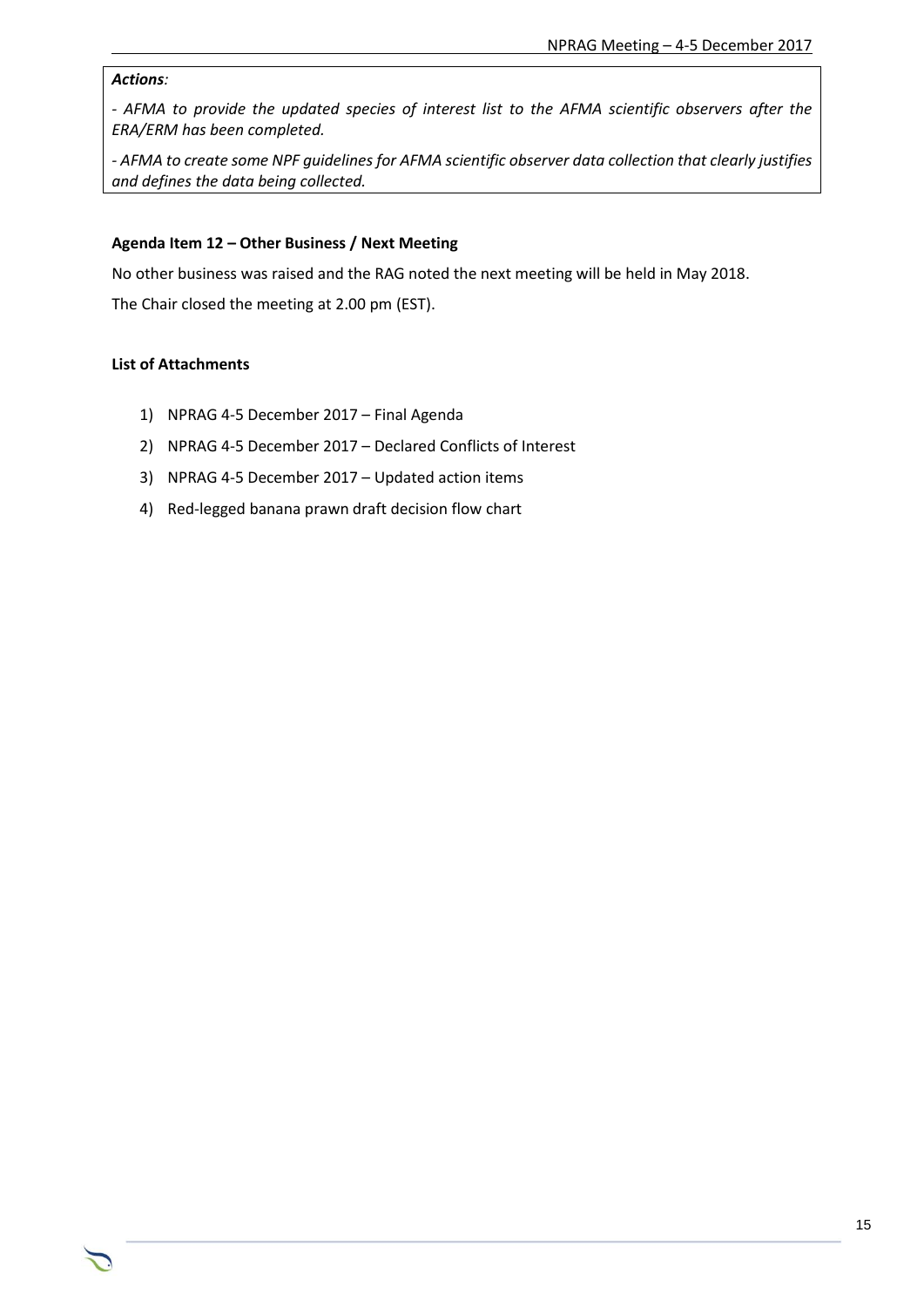***Actions**:*

*- AFMA to provide the updated species of interest list to the AFMA scientific observers after the ERA/ERM has been completed.*

*- AFMA to create some NPF guidelines for AFMA scientific observer data collection that clearly justifies and defines the data being collected.*

**Agenda Item 12 – Other Business / Next Meeting**

No other business was raised and the RAG noted the next meeting will be held in May 2018.

The Chair closed the meeting at 2.00 pm (EST).

**List of Attachments**

1) NPRAG 4-5 December 2017 – Final Agenda
2) NPRAG 4-5 December 2017 – Declared Conflicts of Interest
3) NPRAG 4-5 December 2017 – Updated action items
4) Red-legged banana prawn draft decision flow chart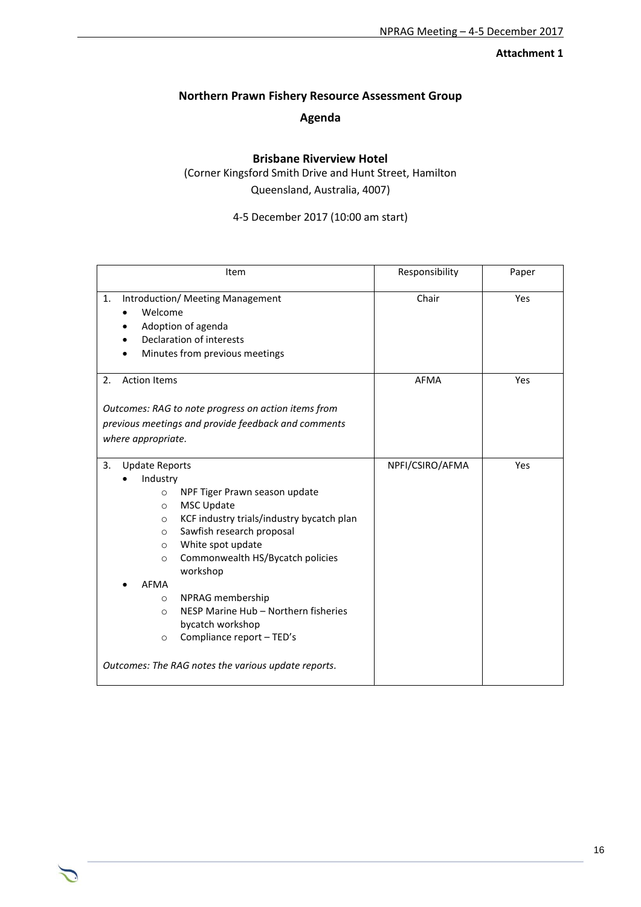**Attachment 1**

## Northern Prawn Fishery Resource Assessment Group

## Agenda

### Brisbane Riverview Hotel

(Corner Kingsford Smith Drive and Hunt Street, Hamilton Queensland, Australia, 4007)

4-5 December 2017 (10:00 am start)

| Item | Responsibility | Paper |
|---|---|---|
| 1. Introduction/ Meeting Management<br>• Welcome<br>• Adoption of agenda<br>• Declaration of interests<br>• Minutes from previous meetings | Chair | Yes |
| 2. Action Items<br><br>*Outcomes: RAG to note progress on action items from previous meetings and provide feedback and comments where appropriate.* | AFMA | Yes |
| 3. Update Reports<br>• Industry<br>&nbsp;&nbsp;o NPF Tiger Prawn season update<br>&nbsp;&nbsp;o MSC Update<br>&nbsp;&nbsp;o KCF industry trials/industry bycatch plan<br>&nbsp;&nbsp;o Sawfish research proposal<br>&nbsp;&nbsp;o White spot update<br>&nbsp;&nbsp;o Commonwealth HS/Bycatch policies workshop<br>• AFMA<br>&nbsp;&nbsp;o NPRAG membership<br>&nbsp;&nbsp;o NESP Marine Hub – Northern fisheries bycatch workshop<br>&nbsp;&nbsp;o Compliance report – TED's<br><br>*Outcomes: The RAG notes the various update reports.* | NPFI/CSIRO/AFMA | Yes |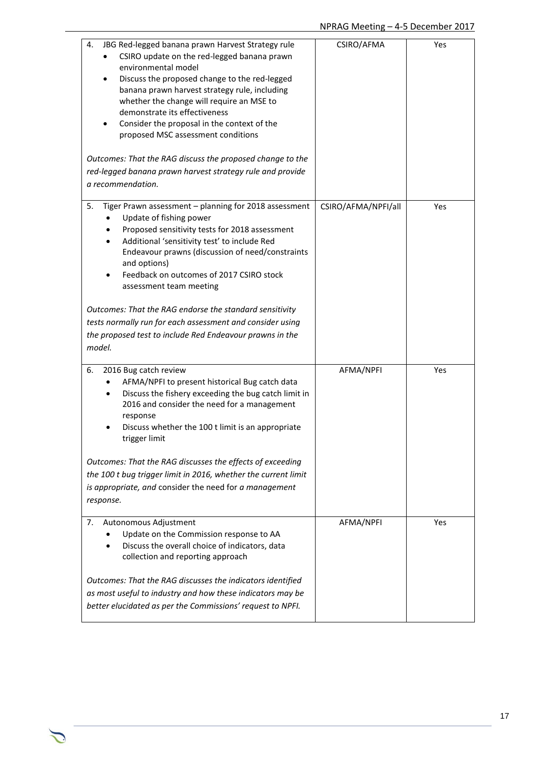| | | |
|---|---|---|
| 4. JBG Red-legged banana prawn Harvest Strategy rule<br>• CSIRO update on the red-legged banana prawn environmental model<br>• Discuss the proposed change to the red-legged banana prawn harvest strategy rule, including whether the change will require an MSE to demonstrate its effectiveness<br>• Consider the proposal in the context of the proposed MSC assessment conditions<br><br>*Outcomes: That the RAG discuss the proposed change to the red-legged banana prawn harvest strategy rule and provide a recommendation.* | CSIRO/AFMA | Yes |
| 5. Tiger Prawn assessment – planning for 2018 assessment<br>• Update of fishing power<br>• Proposed sensitivity tests for 2018 assessment<br>• Additional 'sensitivity test' to include Red Endeavour prawns (discussion of need/constraints and options)<br>• Feedback on outcomes of 2017 CSIRO stock assessment team meeting<br><br>*Outcomes: That the RAG endorse the standard sensitivity tests normally run for each assessment and consider using the proposed test to include Red Endeavour prawns in the model.* | CSIRO/AFMA/NPFI/all | Yes |
| 6. 2016 Bug catch review<br>• AFMA/NPFI to present historical Bug catch data<br>• Discuss the fishery exceeding the bug catch limit in 2016 and consider the need for a management response<br>• Discuss whether the 100 t limit is an appropriate trigger limit<br><br>*Outcomes: That the RAG discusses the effects of exceeding the 100 t bug trigger limit in 2016, whether the current limit is appropriate, and* consider the need for *a management response.* | AFMA/NPFI | Yes |
| 7. Autonomous Adjustment<br>• Update on the Commission response to AA<br>• Discuss the overall choice of indicators, data collection and reporting approach<br><br>*Outcomes: That the RAG discusses the indicators identified as most useful to industry and how these indicators may be better elucidated as per the Commissions' request to NPFI.* | AFMA/NPFI | Yes |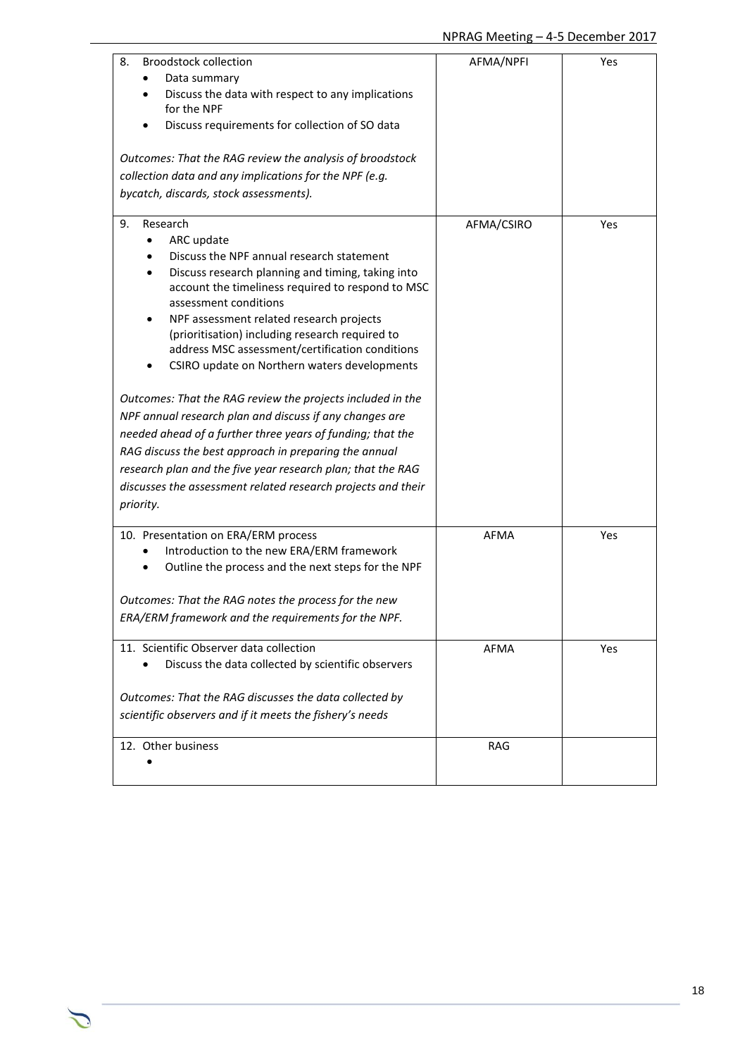| | | |
|---|---|---|
| 8. Broodstock collection<br>• Data summary<br>• Discuss the data with respect to any implications for the NPF<br>• Discuss requirements for collection of SO data<br><br>*Outcomes: That the RAG review the analysis of broodstock collection data and any implications for the NPF (e.g. bycatch, discards, stock assessments).* | AFMA/NPFI | Yes |
| 9. Research<br>• ARC update<br>• Discuss the NPF annual research statement<br>• Discuss research planning and timing, taking into account the timeliness required to respond to MSC assessment conditions<br>• NPF assessment related research projects (prioritisation) including research required to address MSC assessment/certification conditions<br>• CSIRO update on Northern waters developments<br><br>*Outcomes: That the RAG review the projects included in the NPF annual research plan and discuss if any changes are needed ahead of a further three years of funding; that the RAG discuss the best approach in preparing the annual research plan and the five year research plan; that the RAG discusses the assessment related research projects and their priority.* | AFMA/CSIRO | Yes |
| 10. Presentation on ERA/ERM process<br>• Introduction to the new ERA/ERM framework<br>• Outline the process and the next steps for the NPF<br><br>*Outcomes: That the RAG notes the process for the new ERA/ERM framework and the requirements for the NPF.* | AFMA | Yes |
| 11. Scientific Observer data collection<br>• Discuss the data collected by scientific observers<br><br>*Outcomes: That the RAG discusses the data collected by scientific observers and if it meets the fishery's needs* | AFMA | Yes |
| 12. Other business<br>• | RAG | |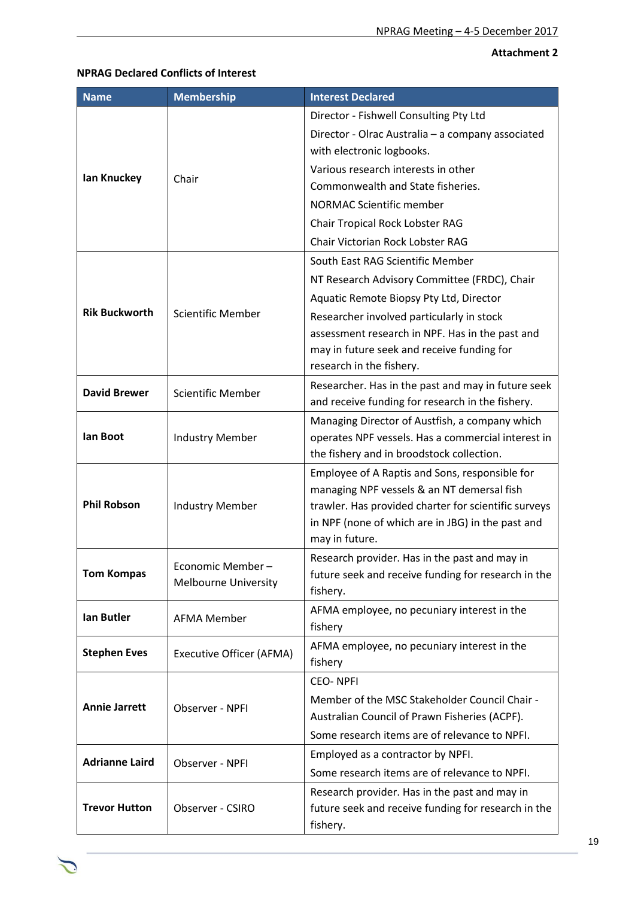**Attachment 2**

**NPRAG Declared Conflicts of Interest**

| Name | Membership | Interest Declared |
|---|---|---|
| **Ian Knuckey** | Chair | Director - Fishwell Consulting Pty Ltd<br>Director - Olrac Australia – a company associated with electronic logbooks.<br>Various research interests in other Commonwealth and State fisheries.<br>NORMAC Scientific member<br>Chair Tropical Rock Lobster RAG<br>Chair Victorian Rock Lobster RAG |
| **Rik Buckworth** | Scientific Member | South East RAG Scientific Member<br>NT Research Advisory Committee (FRDC), Chair<br>Aquatic Remote Biopsy Pty Ltd, Director<br>Researcher involved particularly in stock assessment research in NPF. Has in the past and may in future seek and receive funding for research in the fishery. |
| **David Brewer** | Scientific Member | Researcher. Has in the past and may in future seek and receive funding for research in the fishery. |
| **Ian Boot** | Industry Member | Managing Director of Austfish, a company which operates NPF vessels. Has a commercial interest in the fishery and in broodstock collection. |
| **Phil Robson** | Industry Member | Employee of A Raptis and Sons, responsible for managing NPF vessels & an NT demersal fish trawler. Has provided charter for scientific surveys in NPF (none of which are in JBG) in the past and may in future. |
| **Tom Kompas** | Economic Member – Melbourne University | Research provider. Has in the past and may in future seek and receive funding for research in the fishery. |
| **Ian Butler** | AFMA Member | AFMA employee, no pecuniary interest in the fishery |
| **Stephen Eves** | Executive Officer (AFMA) | AFMA employee, no pecuniary interest in the fishery |
| **Annie Jarrett** | Observer - NPFI | CEO- NPFI<br>Member of the MSC Stakeholder Council Chair - Australian Council of Prawn Fisheries (ACPF).<br>Some research items are of relevance to NPFI. |
| **Adrianne Laird** | Observer - NPFI | Employed as a contractor by NPFI.<br>Some research items are of relevance to NPFI. |
| **Trevor Hutton** | Observer - CSIRO | Research provider. Has in the past and may in future seek and receive funding for research in the fishery. |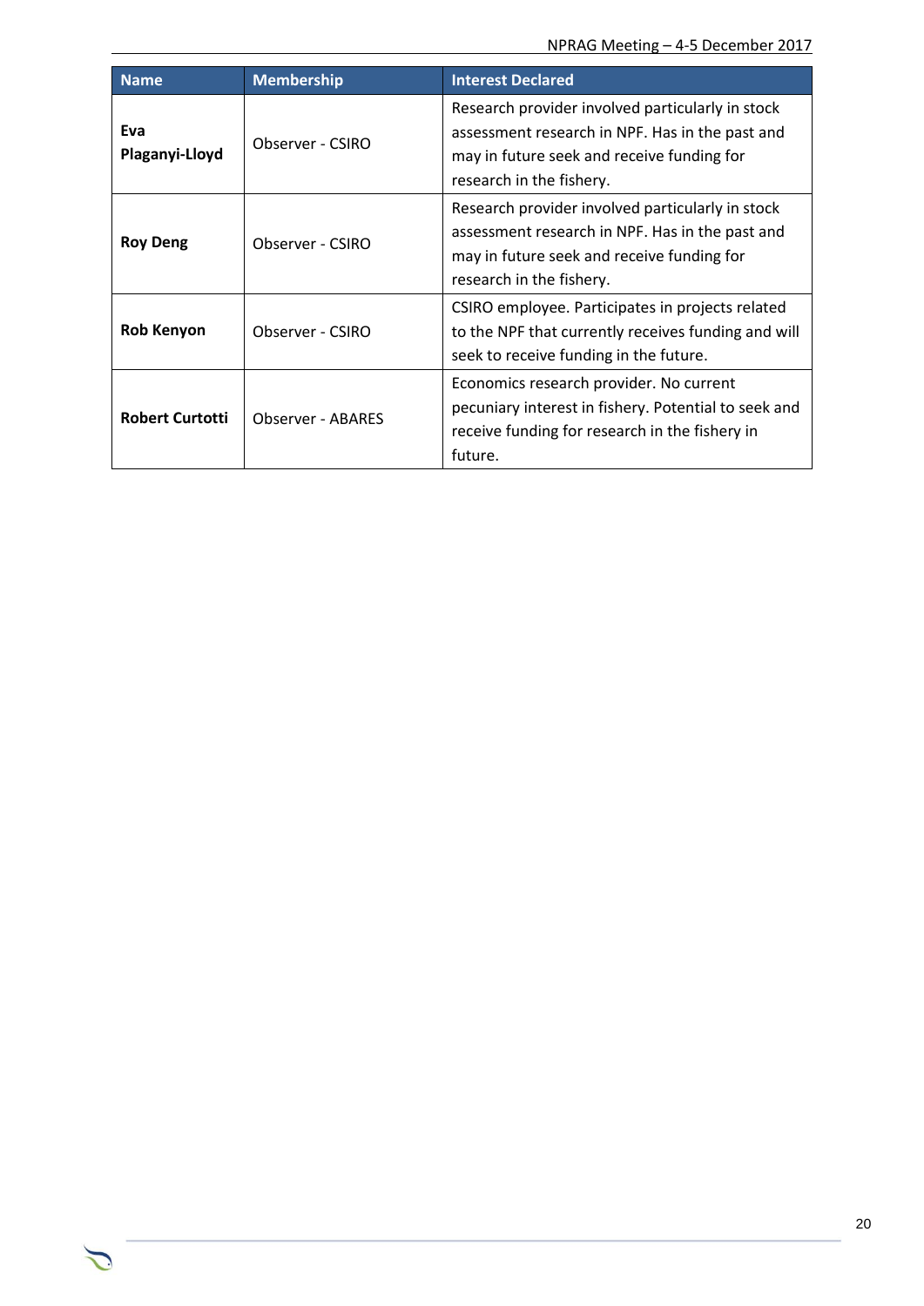| Name | Membership | Interest Declared |
|---|---|---|
| **Eva Plaganyi-Lloyd** | Observer - CSIRO | Research provider involved particularly in stock assessment research in NPF. Has in the past and may in future seek and receive funding for research in the fishery. |
| **Roy Deng** | Observer - CSIRO | Research provider involved particularly in stock assessment research in NPF. Has in the past and may in future seek and receive funding for research in the fishery. |
| **Rob Kenyon** | Observer - CSIRO | CSIRO employee. Participates in projects related to the NPF that currently receives funding and will seek to receive funding in the future. |
| **Robert Curtotti** | Observer - ABARES | Economics research provider. No current pecuniary interest in fishery. Potential to seek and receive funding for research in the fishery in future. |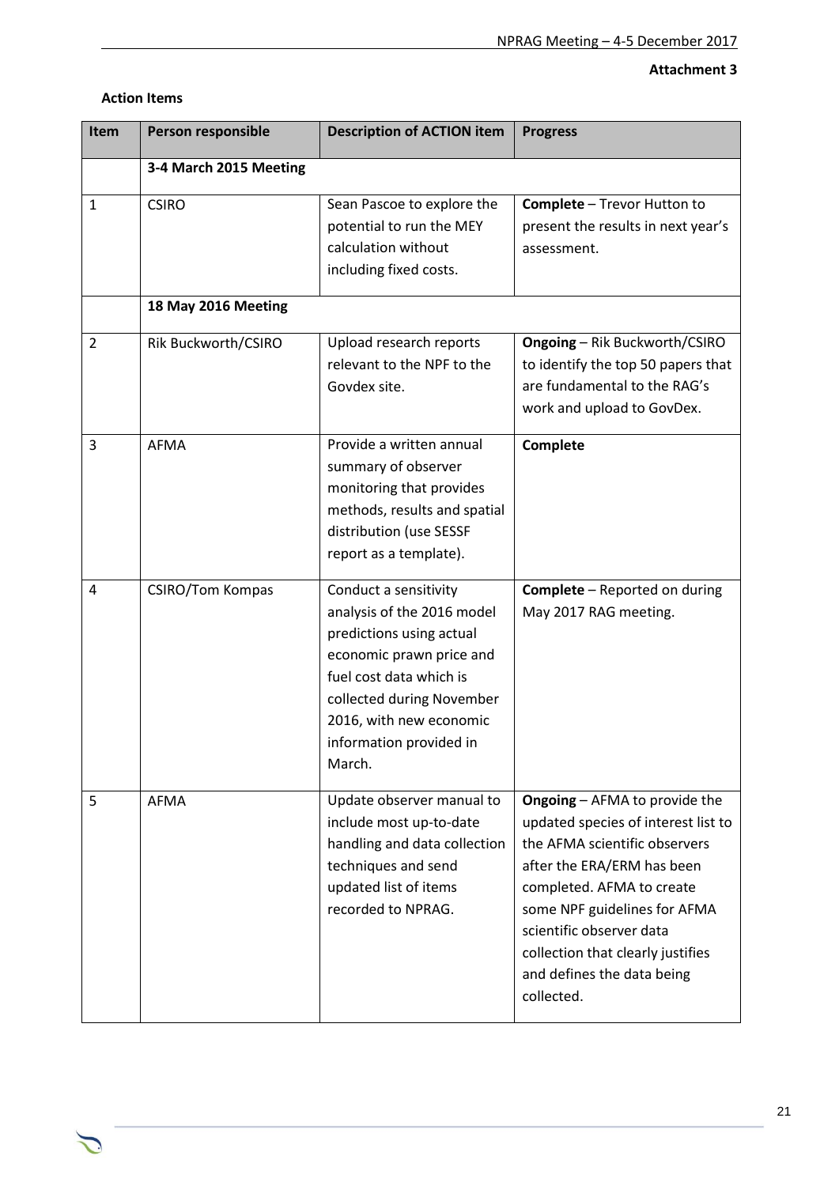**Attachment 3**

**Action Items**

| Item | Person responsible | Description of ACTION item | Progress |
|---|---|---|---|
| | **3-4 March 2015 Meeting** | | |
| 1 | CSIRO | Sean Pascoe to explore the potential to run the MEY calculation without including fixed costs. | **Complete** – Trevor Hutton to present the results in next year's assessment. |
| | **18 May 2016 Meeting** | | |
| 2 | Rik Buckworth/CSIRO | Upload research reports relevant to the NPF to the Govdex site. | **Ongoing** – Rik Buckworth/CSIRO to identify the top 50 papers that are fundamental to the RAG's work and upload to GovDex. |
| 3 | AFMA | Provide a written annual summary of observer monitoring that provides methods, results and spatial distribution (use SESSF report as a template). | **Complete** |
| 4 | CSIRO/Tom Kompas | Conduct a sensitivity analysis of the 2016 model predictions using actual economic prawn price and fuel cost data which is collected during November 2016, with new economic information provided in March. | **Complete** – Reported on during May 2017 RAG meeting. |
| 5 | AFMA | Update observer manual to include most up-to-date handling and data collection techniques and send updated list of items recorded to NPRAG. | **Ongoing** – AFMA to provide the updated species of interest list to the AFMA scientific observers after the ERA/ERM has been completed. AFMA to create some NPF guidelines for AFMA scientific observer data collection that clearly justifies and defines the data being collected. |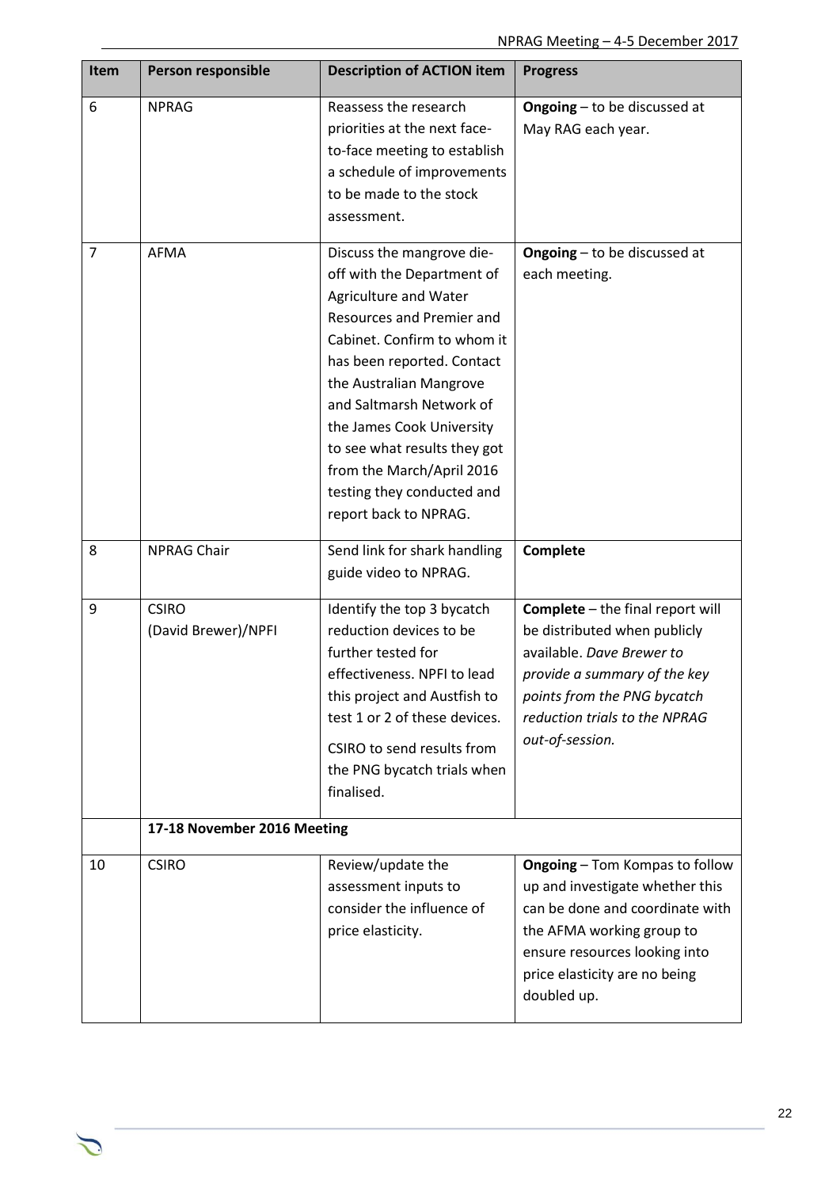| Item | Person responsible | Description of ACTION item | Progress |
|---|---|---|---|
| 6 | NPRAG | Reassess the research priorities at the next face-to-face meeting to establish a schedule of improvements to be made to the stock assessment. | **Ongoing** – to be discussed at May RAG each year. |
| 7 | AFMA | Discuss the mangrove die-off with the Department of Agriculture and Water Resources and Premier and Cabinet. Confirm to whom it has been reported. Contact the Australian Mangrove and Saltmarsh Network of the James Cook University to see what results they got from the March/April 2016 testing they conducted and report back to NPRAG. | **Ongoing** – to be discussed at each meeting. |
| 8 | NPRAG Chair | Send link for shark handling guide video to NPRAG. | **Complete** |
| 9 | CSIRO (David Brewer)/NPFI | Identify the top 3 bycatch reduction devices to be further tested for effectiveness. NPFI to lead this project and Austfish to test 1 or 2 of these devices. CSIRO to send results from the PNG bycatch trials when finalised. | **Complete** – the final report will be distributed when publicly available. *Dave Brewer to provide a summary of the key points from the PNG bycatch reduction trials to the NPRAG out-of-session.* |
| | **17-18 November 2016 Meeting** | | |
| 10 | CSIRO | Review/update the assessment inputs to consider the influence of price elasticity. | **Ongoing** – Tom Kompas to follow up and investigate whether this can be done and coordinate with the AFMA working group to ensure resources looking into price elasticity are no being doubled up. |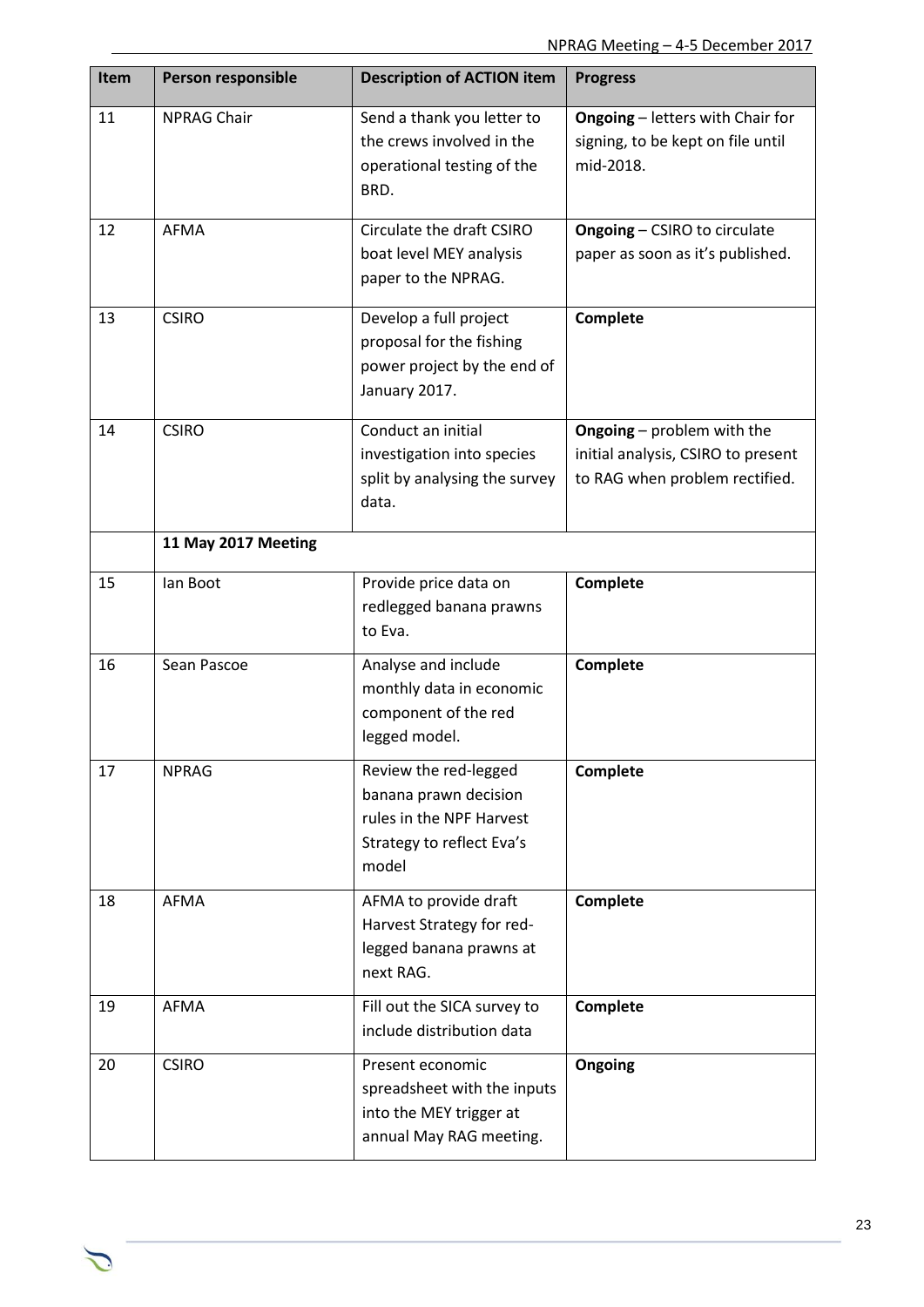| Item | Person responsible | Description of ACTION item | Progress |
|---|---|---|---|
| 11 | NPRAG Chair | Send a thank you letter to the crews involved in the operational testing of the BRD. | **Ongoing** – letters with Chair for signing, to be kept on file until mid-2018. |
| 12 | AFMA | Circulate the draft CSIRO boat level MEY analysis paper to the NPRAG. | **Ongoing** – CSIRO to circulate paper as soon as it's published. |
| 13 | CSIRO | Develop a full project proposal for the fishing power project by the end of January 2017. | **Complete** |
| 14 | CSIRO | Conduct an initial investigation into species split by analysing the survey data. | **Ongoing** – problem with the initial analysis, CSIRO to present to RAG when problem rectified. |
| | **11 May 2017 Meeting** | | |
| 15 | Ian Boot | Provide price data on redlegged banana prawns to Eva. | **Complete** |
| 16 | Sean Pascoe | Analyse and include monthly data in economic component of the red legged model. | **Complete** |
| 17 | NPRAG | Review the red-legged banana prawn decision rules in the NPF Harvest Strategy to reflect Eva's model | **Complete** |
| 18 | AFMA | AFMA to provide draft Harvest Strategy for red-legged banana prawns at next RAG. | **Complete** |
| 19 | AFMA | Fill out the SICA survey to include distribution data | **Complete** |
| 20 | CSIRO | Present economic spreadsheet with the inputs into the MEY trigger at annual May RAG meeting. | **Ongoing** |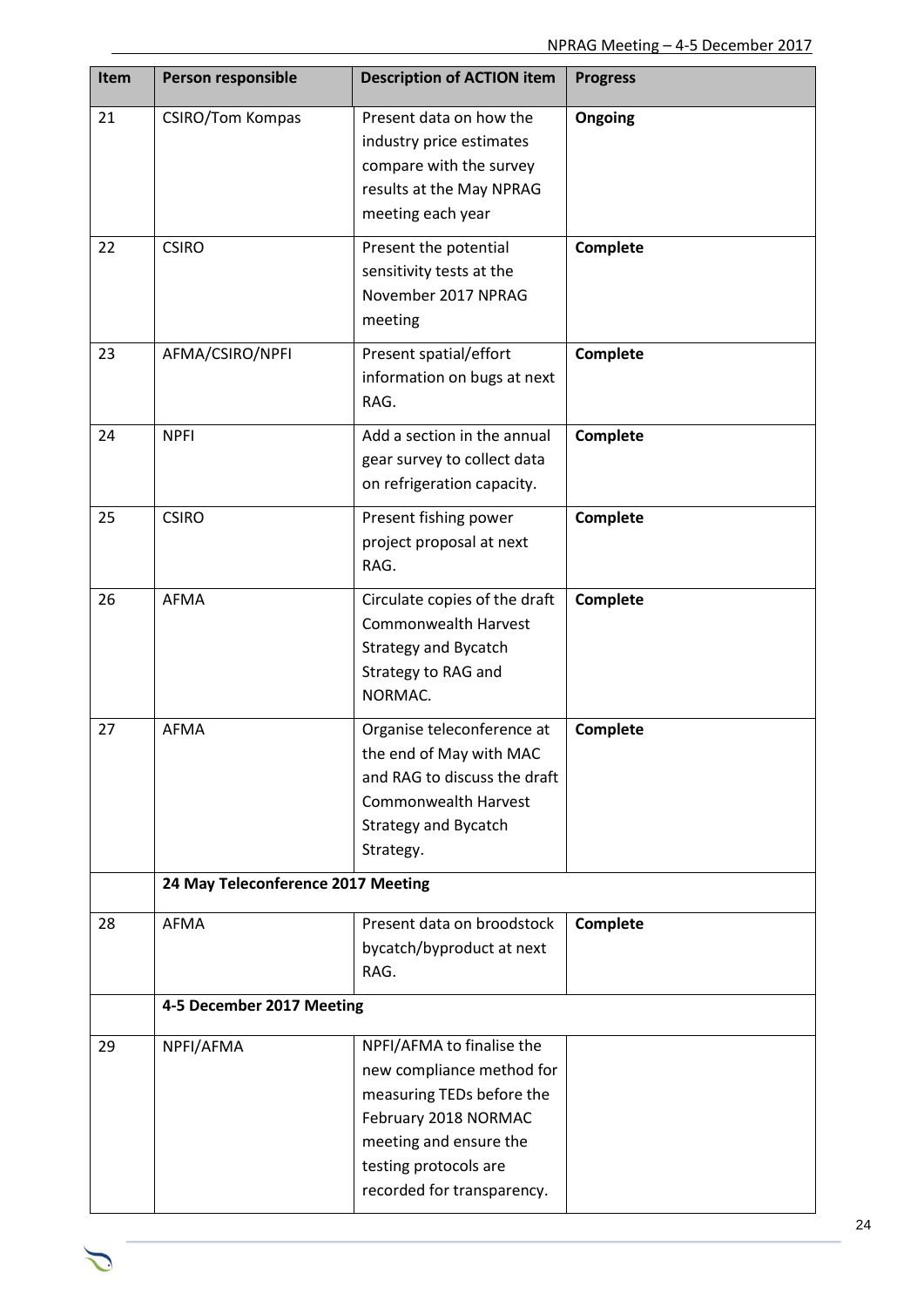| Item | Person responsible | Description of ACTION item | Progress |
|---|---|---|---|
| 21 | CSIRO/Tom Kompas | Present data on how the industry price estimates compare with the survey results at the May NPRAG meeting each year | **Ongoing** |
| 22 | CSIRO | Present the potential sensitivity tests at the November 2017 NPRAG meeting | **Complete** |
| 23 | AFMA/CSIRO/NPFI | Present spatial/effort information on bugs at next RAG. | **Complete** |
| 24 | NPFI | Add a section in the annual gear survey to collect data on refrigeration capacity. | **Complete** |
| 25 | CSIRO | Present fishing power project proposal at next RAG. | **Complete** |
| 26 | AFMA | Circulate copies of the draft Commonwealth Harvest Strategy and Bycatch Strategy to RAG and NORMAC. | **Complete** |
| 27 | AFMA | Organise teleconference at the end of May with MAC and RAG to discuss the draft Commonwealth Harvest Strategy and Bycatch Strategy. | **Complete** |
| | **24 May Teleconference 2017 Meeting** | | |
| 28 | AFMA | Present data on broodstock bycatch/byproduct at next RAG. | **Complete** |
| | **4-5 December 2017 Meeting** | | |
| 29 | NPFI/AFMA | NPFI/AFMA to finalise the new compliance method for measuring TEDs before the February 2018 NORMAC meeting and ensure the testing protocols are recorded for transparency. | |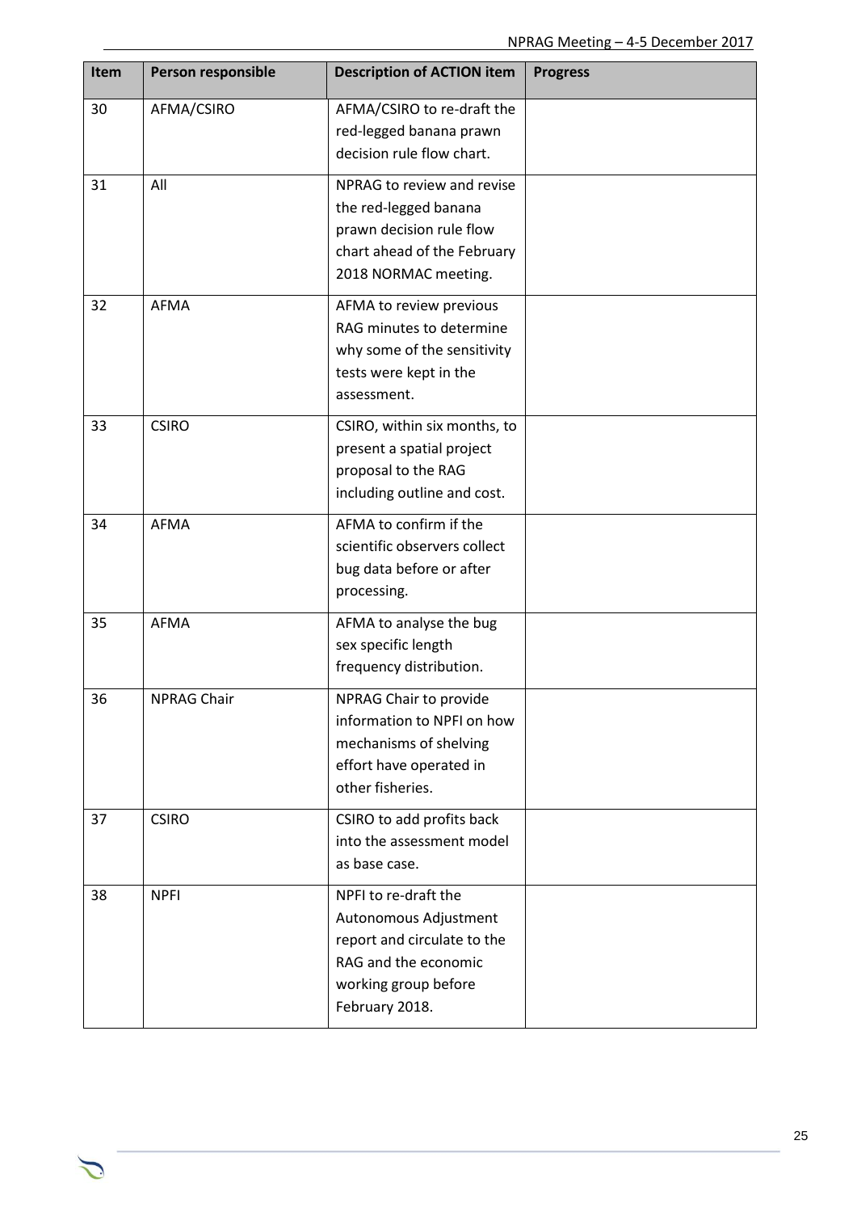| Item | Person responsible | Description of ACTION item | Progress |
| --- | --- | --- | --- |
| 30 | AFMA/CSIRO | AFMA/CSIRO to re-draft the red-legged banana prawn decision rule flow chart. | |
| 31 | All | NPRAG to review and revise the red-legged banana prawn decision rule flow chart ahead of the February 2018 NORMAC meeting. | |
| 32 | AFMA | AFMA to review previous RAG minutes to determine why some of the sensitivity tests were kept in the assessment. | |
| 33 | CSIRO | CSIRO, within six months, to present a spatial project proposal to the RAG including outline and cost. | |
| 34 | AFMA | AFMA to confirm if the scientific observers collect bug data before or after processing. | |
| 35 | AFMA | AFMA to analyse the bug sex specific length frequency distribution. | |
| 36 | NPRAG Chair | NPRAG Chair to provide information to NPFI on how mechanisms of shelving effort have operated in other fisheries. | |
| 37 | CSIRO | CSIRO to add profits back into the assessment model as base case. | |
| 38 | NPFI | NPFI to re-draft the Autonomous Adjustment report and circulate to the RAG and the economic working group before February 2018. | |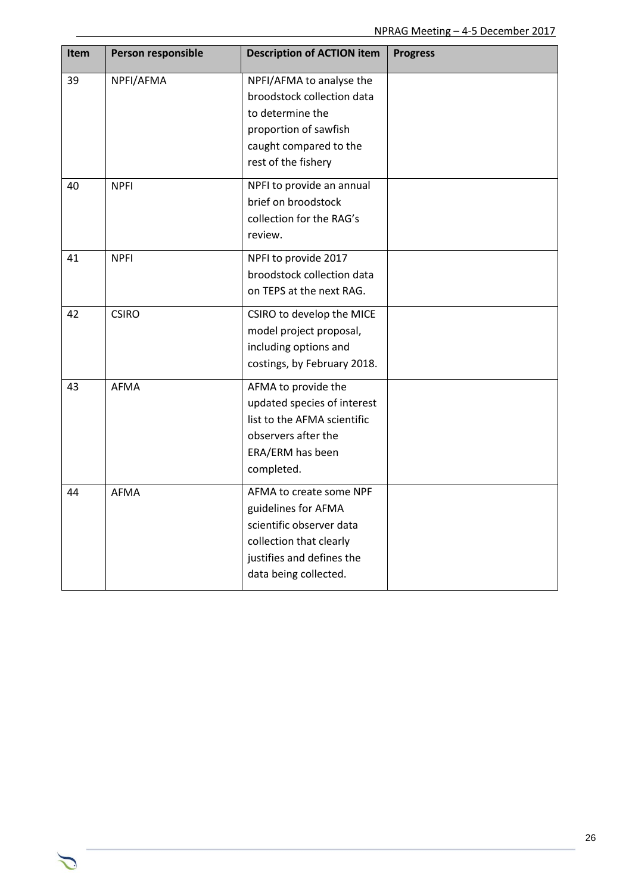| Item | Person responsible | Description of ACTION item | Progress |
|---|---|---|---|
| 39 | NPFI/AFMA | NPFI/AFMA to analyse the broodstock collection data to determine the proportion of sawfish caught compared to the rest of the fishery | |
| 40 | NPFI | NPFI to provide an annual brief on broodstock collection for the RAG's review. | |
| 41 | NPFI | NPFI to provide 2017 broodstock collection data on TEPS at the next RAG. | |
| 42 | CSIRO | CSIRO to develop the MICE model project proposal, including options and costings, by February 2018. | |
| 43 | AFMA | AFMA to provide the updated species of interest list to the AFMA scientific observers after the ERA/ERM has been completed. | |
| 44 | AFMA | AFMA to create some NPF guidelines for AFMA scientific observer data collection that clearly justifies and defines the data being collected. | |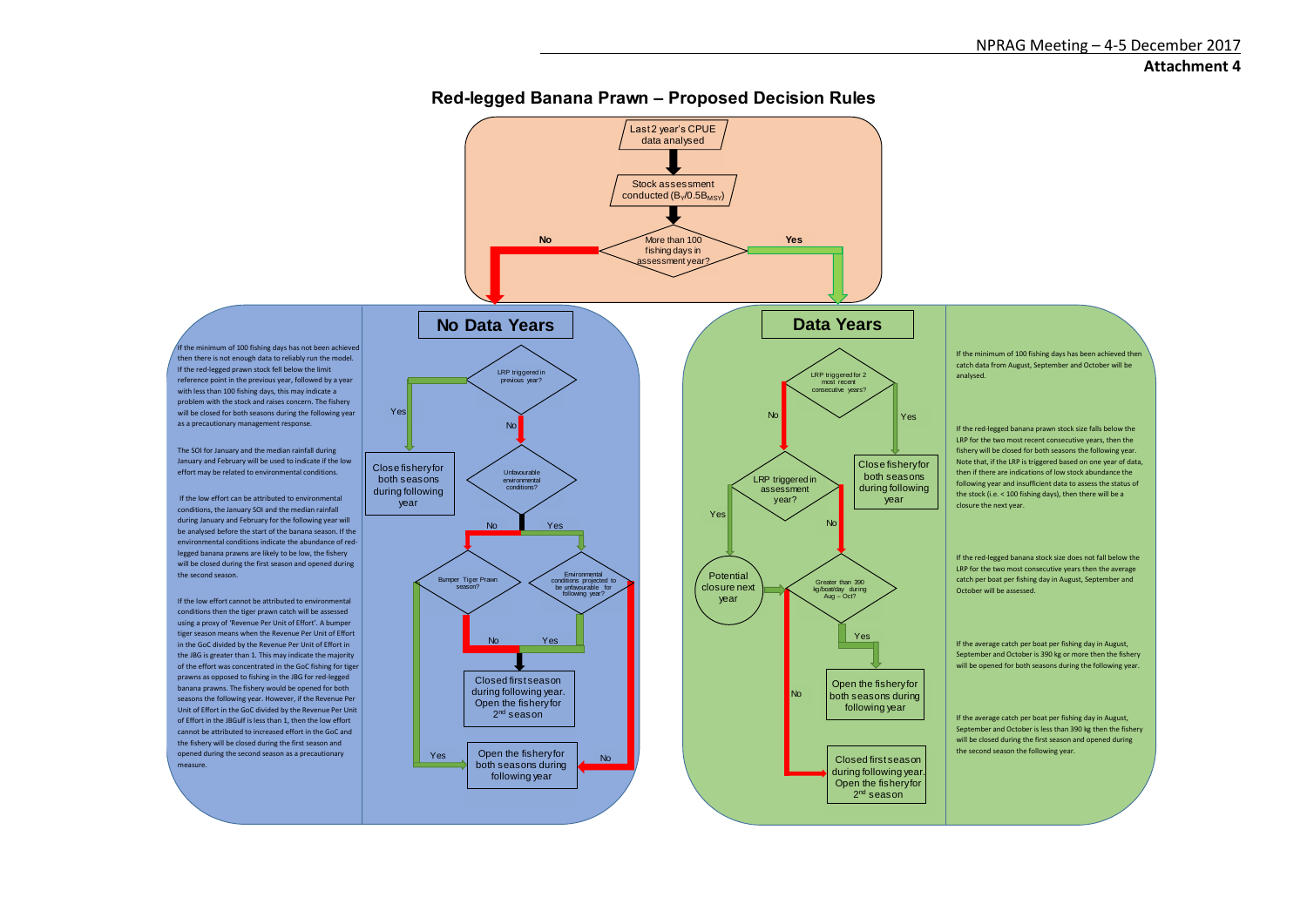**Attachment 4**

## Red-legged Banana Prawn – Proposed Decision Rules

Last 2 year's CPUE data analysed

Stock assessment conducted ($B_Y/0.5B_{MSY}$)

More than 100 fishing days in assessment year?

No

Yes

### No Data Years

If the minimum of 100 fishing days has not been achieved then there is not enough data to reliably run the model. If the red-legged prawn stock fell below the limit reference point in the previous year, followed by a year with less than 100 fishing days, this may indicate a problem with the stock and raises concern. The fishery will be closed for both seasons during the following year as a precautionary management response.

The SOI for January and the median rainfall during January and February will be used to indicate if the low effort may be related to environmental conditions.

If the low effort can be attributed to environmental conditions, the January SOI and the median rainfall during January and February for the following year will be analysed before the start of the banana season. If the environmental conditions indicate the abundance of red-legged banana prawns are likely to be low, the fishery will be closed during the first season and opened during the second season.

If the low effort cannot be attributed to environmental conditions then the tiger prawn catch will be assessed using a proxy of 'Revenue Per Unit of Effort'. A bumper tiger season means when the Revenue Per Unit of Effort in the GoC divided by the Revenue Per Unit of Effort in the JBG is greater than 1. This may indicate the majority of the effort was concentrated in the GoC fishing for tiger prawns as opposed to fishing in the JBG for red-legged banana prawns. The fishery would be opened for both seasons the following year. However, if the Revenue Per Unit of Effort in the GoC divided by the Revenue Per Unit of Effort in the JBGulf is less than 1, then the low effort cannot be attributed to increased effort in the GoC and the fishery will be closed during the first season and opened during the second season as a precautionary measure.

LRP triggered in previous year?

Yes

Close fishery for both seasons during following year

No

Unfavourable environmental conditions?

No

Bumper Tiger Prawn season?

Yes

Environmental conditions projected to be unfavourable for following year?

No

Yes

Closed first season during following year. Open the fishery for 2nd season

Yes

Open the fishery for both seasons during following year

No

### Data Years

LRP triggered for 2 most recent consecutive years?

Yes

Close fishery for both seasons during following year

No

LRP triggered in assessment year?

Yes

Potential closure next year

No

Greater than 390 kg/boat/day during Aug – Oct?

Yes

Open the fishery for both seasons during following year

No

Closed first season during following year. Open the fishery for 2nd season

If the minimum of 100 fishing days has been achieved then catch data from August, September and October will be analysed.

If the red-legged banana prawn stock size falls below the LRP for the two most recent consecutive years, then the fishery will be closed for both seasons the following year. Note that, if the LRP is triggered based on one year of data, then if there are indications of low stock abundance the following year and insufficient data to assess the status of the stock (i.e. < 100 fishing days), then there will be a closure the next year.

If the red-legged banana stock size does not fall below the LRP for the two most consecutive years then the average catch per boat per fishing day in August, September and October will be assessed.

If the average catch per boat per fishing day in August, September and October is 390 kg or more then the fishery will be opened for both seasons during the following year.

If the average catch per boat per fishing day in August, September and October is less than 390 kg then the fishery will be closed during the first season and opened during the second season the following year.